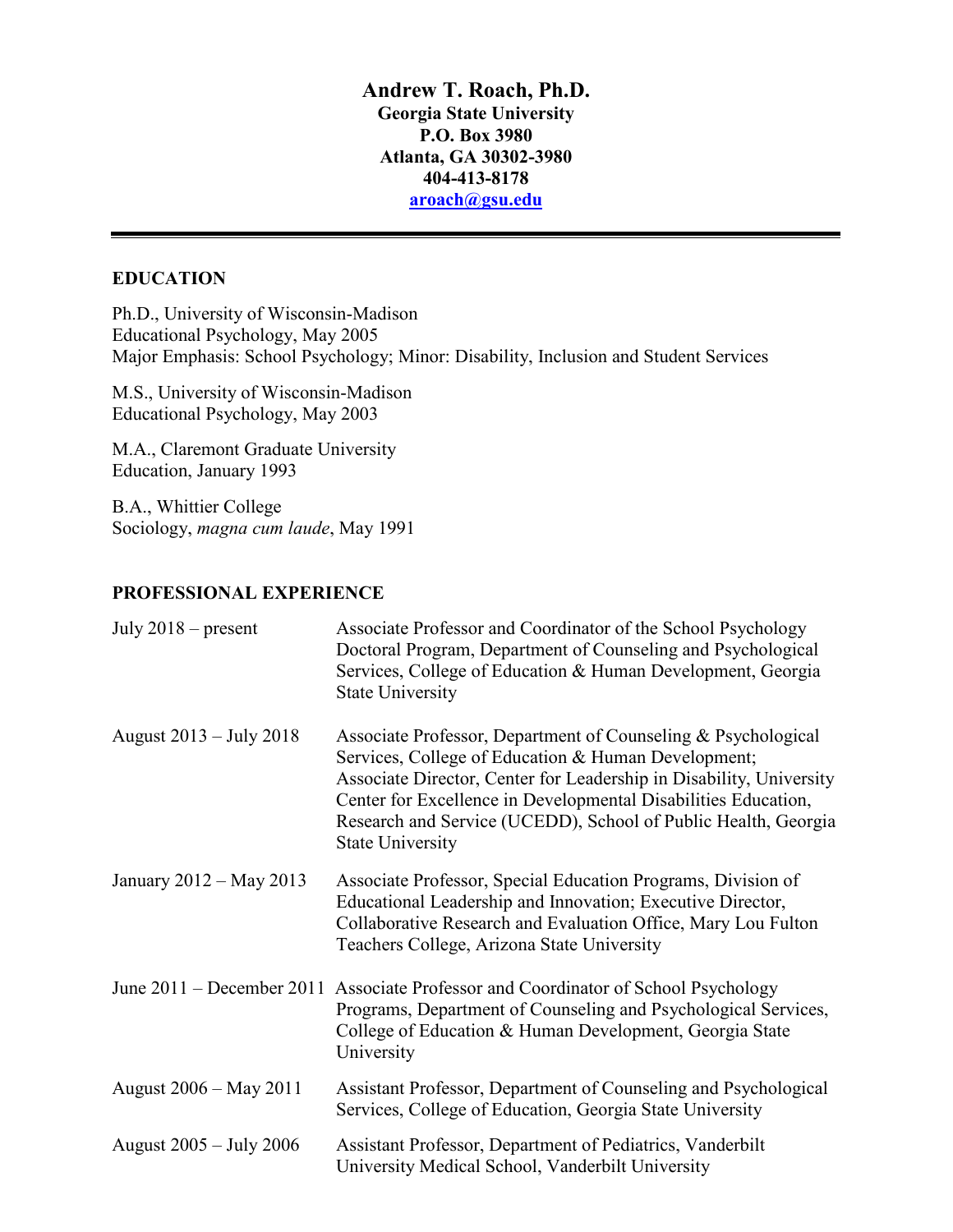# Andrew T. Roach, Ph.D.

**Georgia State University**
**P.O. Box 3980**
**Atlanta, GA 30302-3980**
**404-413-8178**
**aroach@gsu.edu**

---

## EDUCATION

Ph.D., University of Wisconsin-Madison
Educational Psychology, May 2005
Major Emphasis: School Psychology; Minor: Disability, Inclusion and Student Services

M.S., University of Wisconsin-Madison
Educational Psychology, May 2003

M.A., Claremont Graduate University
Education, January 1993

B.A., Whittier College
Sociology, *magna cum laude*, May 1991

## PROFESSIONAL EXPERIENCE

| | |
|---|---|
| July 2018 – present | Associate Professor and Coordinator of the School Psychology Doctoral Program, Department of Counseling and Psychological Services, College of Education & Human Development, Georgia State University |
| August 2013 – July 2018 | Associate Professor, Department of Counseling & Psychological Services, College of Education & Human Development; Associate Director, Center for Leadership in Disability, University Center for Excellence in Developmental Disabilities Education, Research and Service (UCEDD), School of Public Health, Georgia State University |
| January 2012 – May 2013 | Associate Professor, Special Education Programs, Division of Educational Leadership and Innovation; Executive Director, Collaborative Research and Evaluation Office, Mary Lou Fulton Teachers College, Arizona State University |
| June 2011 – December 2011 | Associate Professor and Coordinator of School Psychology Programs, Department of Counseling and Psychological Services, College of Education & Human Development, Georgia State University |
| August 2006 – May 2011 | Assistant Professor, Department of Counseling and Psychological Services, College of Education, Georgia State University |
| August 2005 – July 2006 | Assistant Professor, Department of Pediatrics, Vanderbilt University Medical School, Vanderbilt University |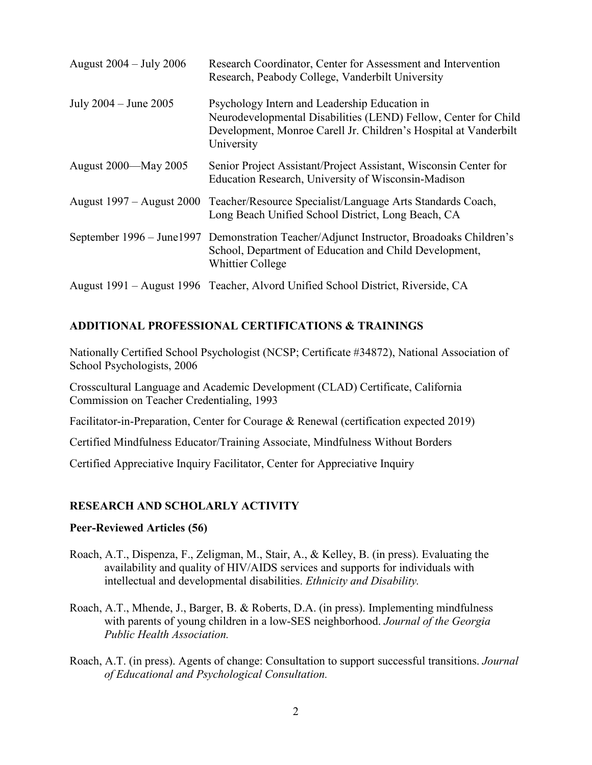August 2004 – July 2006 Research Coordinator, Center for Assessment and Intervention Research, Peabody College, Vanderbilt University

July 2004 – June 2005 Psychology Intern and Leadership Education in Neurodevelopmental Disabilities (LEND) Fellow, Center for Child Development, Monroe Carell Jr. Children's Hospital at Vanderbilt University

August 2000—May 2005 Senior Project Assistant/Project Assistant, Wisconsin Center for Education Research, University of Wisconsin-Madison

August 1997 – August 2000 Teacher/Resource Specialist/Language Arts Standards Coach, Long Beach Unified School District, Long Beach, CA

September 1996 – June1997 Demonstration Teacher/Adjunct Instructor, Broadoaks Children's School, Department of Education and Child Development, Whittier College

August 1991 – August 1996 Teacher, Alvord Unified School District, Riverside, CA

## ADDITIONAL PROFESSIONAL CERTIFICATIONS & TRAININGS

Nationally Certified School Psychologist (NCSP; Certificate #34872), National Association of School Psychologists, 2006

Crosscultural Language and Academic Development (CLAD) Certificate, California Commission on Teacher Credentialing, 1993

Facilitator-in-Preparation, Center for Courage & Renewal (certification expected 2019)

Certified Mindfulness Educator/Training Associate, Mindfulness Without Borders

Certified Appreciative Inquiry Facilitator, Center for Appreciative Inquiry

## RESEARCH AND SCHOLARLY ACTIVITY

### Peer-Reviewed Articles (56)

Roach, A.T., Dispenza, F., Zeligman, M., Stair, A., & Kelley, B. (in press). Evaluating the availability and quality of HIV/AIDS services and supports for individuals with intellectual and developmental disabilities. *Ethnicity and Disability.*

Roach, A.T., Mhende, J., Barger, B. & Roberts, D.A. (in press). Implementing mindfulness with parents of young children in a low-SES neighborhood. *Journal of the Georgia Public Health Association.*

Roach, A.T. (in press). Agents of change: Consultation to support successful transitions. *Journal of Educational and Psychological Consultation.*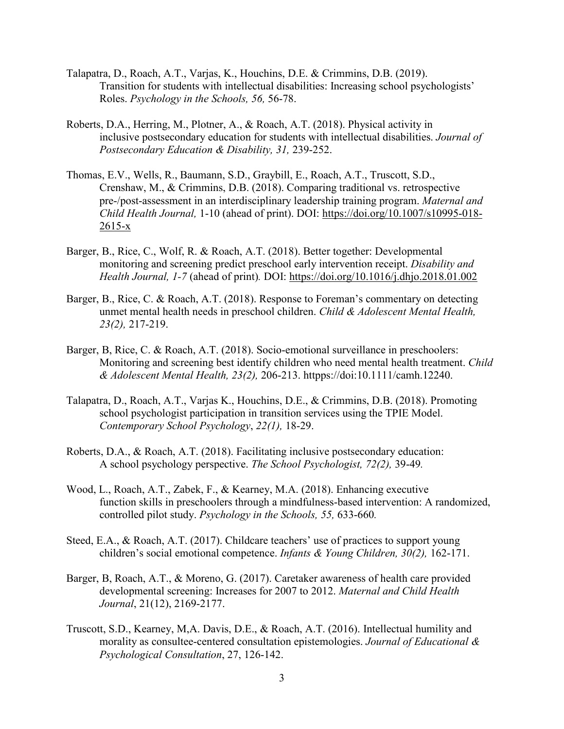Talapatra, D., Roach, A.T., Varjas, K., Houchins, D.E. & Crimmins, D.B. (2019). Transition for students with intellectual disabilities: Increasing school psychologists' Roles. *Psychology in the Schools, 56,* 56-78.

Roberts, D.A., Herring, M., Plotner, A., & Roach, A.T. (2018). Physical activity in inclusive postsecondary education for students with intellectual disabilities. *Journal of Postsecondary Education & Disability, 31,* 239-252.

Thomas, E.V., Wells, R., Baumann, S.D., Graybill, E., Roach, A.T., Truscott, S.D., Crenshaw, M., & Crimmins, D.B. (2018). Comparing traditional vs. retrospective pre-/post-assessment in an interdisciplinary leadership training program. *Maternal and Child Health Journal,* 1-10 (ahead of print). DOI: https://doi.org/10.1007/s10995-018-2615-x

Barger, B., Rice, C., Wolf, R. & Roach, A.T. (2018). Better together: Developmental monitoring and screening predict preschool early intervention receipt. *Disability and Health Journal, 1-7* (ahead of print)*.* DOI: https://doi.org/10.1016/j.dhjo.2018.01.002

Barger, B., Rice, C. & Roach, A.T. (2018). Response to Foreman's commentary on detecting unmet mental health needs in preschool children. *Child & Adolescent Mental Health, 23(2),* 217-219.

Barger, B, Rice, C. & Roach, A.T. (2018). Socio-emotional surveillance in preschoolers: Monitoring and screening best identify children who need mental health treatment. *Child & Adolescent Mental Health, 23(2),* 206-213. httpps://doi:10.1111/camh.12240.

Talapatra, D., Roach, A.T., Varjas K., Houchins, D.E., & Crimmins, D.B. (2018). Promoting school psychologist participation in transition services using the TPIE Model. *Contemporary School Psychology*, *22(1),* 18-29.

Roberts, D.A., & Roach, A.T. (2018). Facilitating inclusive postsecondary education: A school psychology perspective. *The School Psychologist, 72(2),* 39-49*.*

Wood, L., Roach, A.T., Zabek, F., & Kearney, M.A. (2018). Enhancing executive function skills in preschoolers through a mindfulness-based intervention: A randomized, controlled pilot study. *Psychology in the Schools, 55,* 633-660*.*

Steed, E.A., & Roach, A.T. (2017). Childcare teachers' use of practices to support young children's social emotional competence. *Infants & Young Children, 30(2),* 162-171.

Barger, B, Roach, A.T., & Moreno, G. (2017). Caretaker awareness of health care provided developmental screening: Increases for 2007 to 2012. *Maternal and Child Health Journal*, 21(12), 2169-2177.

Truscott, S.D., Kearney, M,A. Davis, D.E., & Roach, A.T. (2016). Intellectual humility and morality as consultee-centered consultation epistemologies. *Journal of Educational & Psychological Consultation*, 27, 126-142.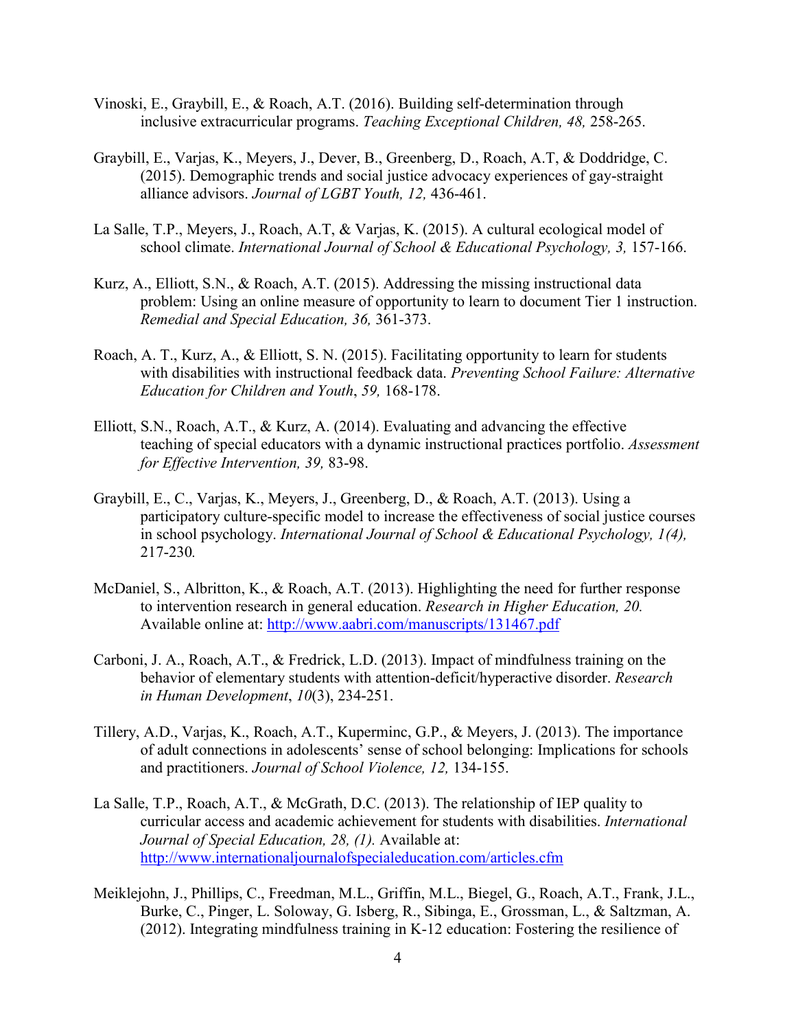Vinoski, E., Graybill, E., & Roach, A.T. (2016). Building self-determination through inclusive extracurricular programs. *Teaching Exceptional Children, 48,* 258-265.

Graybill, E., Varjas, K., Meyers, J., Dever, B., Greenberg, D., Roach, A.T, & Doddridge, C. (2015). Demographic trends and social justice advocacy experiences of gay-straight alliance advisors. *Journal of LGBT Youth, 12,* 436-461.

La Salle, T.P., Meyers, J., Roach, A.T, & Varjas, K. (2015). A cultural ecological model of school climate. *International Journal of School & Educational Psychology, 3,* 157-166.

Kurz, A., Elliott, S.N., & Roach, A.T. (2015). Addressing the missing instructional data problem: Using an online measure of opportunity to learn to document Tier 1 instruction. *Remedial and Special Education, 36,* 361-373.

Roach, A. T., Kurz, A., & Elliott, S. N. (2015). Facilitating opportunity to learn for students with disabilities with instructional feedback data. *Preventing School Failure: Alternative Education for Children and Youth*, *59,* 168-178.

Elliott, S.N., Roach, A.T., & Kurz, A. (2014). Evaluating and advancing the effective teaching of special educators with a dynamic instructional practices portfolio. *Assessment for Effective Intervention, 39,* 83-98.

Graybill, E., C., Varjas, K., Meyers, J., Greenberg, D., & Roach, A.T. (2013). Using a participatory culture-specific model to increase the effectiveness of social justice courses in school psychology. *International Journal of School & Educational Psychology, 1(4),* 217-230*.*

McDaniel, S., Albritton, K., & Roach, A.T. (2013). Highlighting the need for further response to intervention research in general education. *Research in Higher Education, 20.* Available online at: http://www.aabri.com/manuscripts/131467.pdf

Carboni, J. A., Roach, A.T., & Fredrick, L.D. (2013). Impact of mindfulness training on the behavior of elementary students with attention-deficit/hyperactive disorder. *Research in Human Development*, *10*(3), 234-251.

Tillery, A.D., Varjas, K., Roach, A.T., Kuperminc, G.P., & Meyers, J. (2013). The importance of adult connections in adolescents' sense of school belonging: Implications for schools and practitioners. *Journal of School Violence, 12,* 134-155.

La Salle, T.P., Roach, A.T., & McGrath, D.C. (2013). The relationship of IEP quality to curricular access and academic achievement for students with disabilities. *International Journal of Special Education, 28, (1).* Available at: http://www.internationaljournalofspecialeducation.com/articles.cfm

Meiklejohn, J., Phillips, C., Freedman, M.L., Griffin, M.L., Biegel, G., Roach, A.T., Frank, J.L., Burke, C., Pinger, L. Soloway, G. Isberg, R., Sibinga, E., Grossman, L., & Saltzman, A. (2012). Integrating mindfulness training in K-12 education: Fostering the resilience of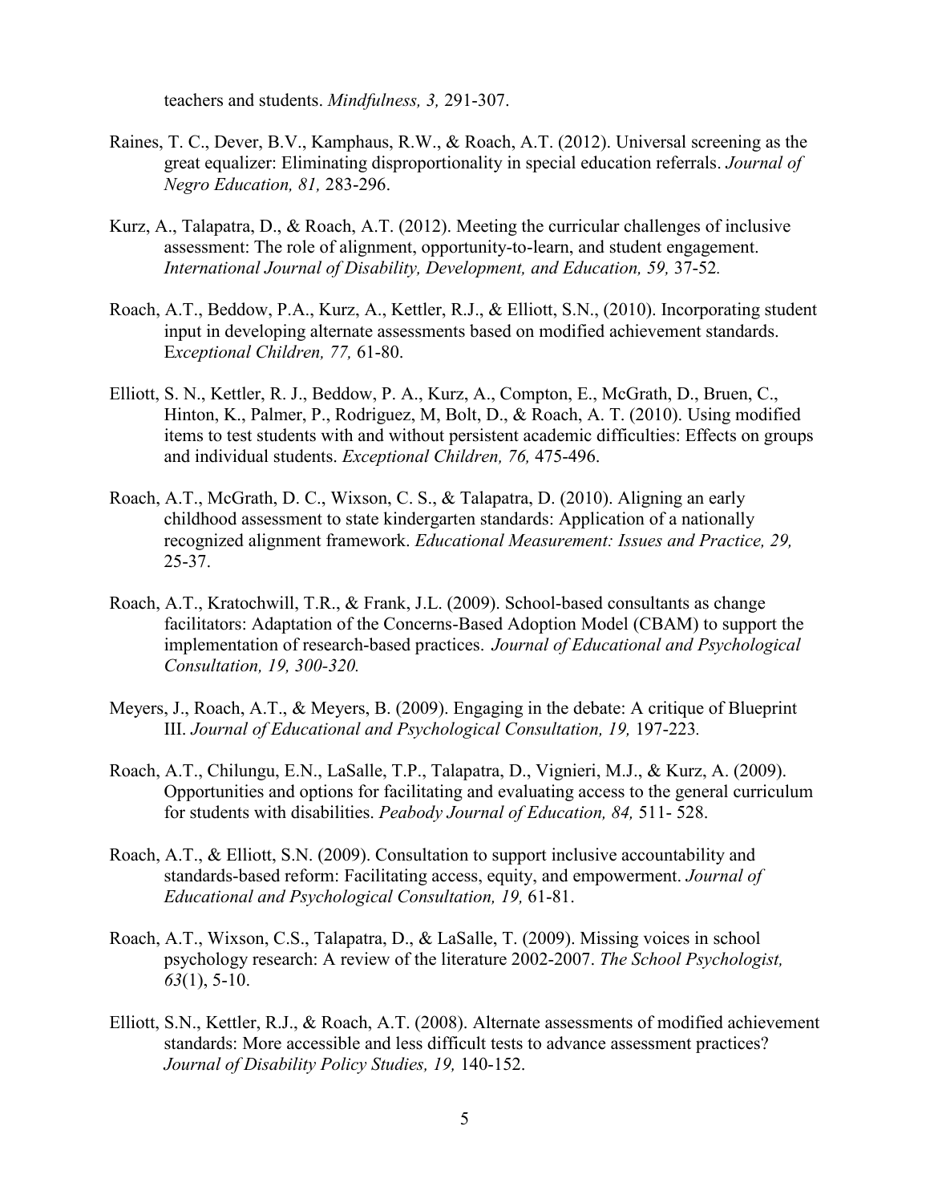teachers and students. *Mindfulness, 3,* 291-307.

Raines, T. C., Dever, B.V., Kamphaus, R.W., & Roach, A.T. (2012). Universal screening as the great equalizer: Eliminating disproportionality in special education referrals. *Journal of Negro Education, 81,* 283-296.

Kurz, A., Talapatra, D., & Roach, A.T. (2012). Meeting the curricular challenges of inclusive assessment: The role of alignment, opportunity-to-learn, and student engagement. *International Journal of Disability, Development, and Education, 59,* 37-52*.*

Roach, A.T., Beddow, P.A., Kurz, A., Kettler, R.J., & Elliott, S.N., (2010). Incorporating student input in developing alternate assessments based on modified achievement standards. E*xceptional Children, 77,* 61-80.

Elliott, S. N., Kettler, R. J., Beddow, P. A., Kurz, A., Compton, E., McGrath, D., Bruen, C., Hinton, K., Palmer, P., Rodriguez, M, Bolt, D., & Roach, A. T. (2010). Using modified items to test students with and without persistent academic difficulties: Effects on groups and individual students. *Exceptional Children, 76,* 475-496.

Roach, A.T., McGrath, D. C., Wixson, C. S., & Talapatra, D. (2010). Aligning an early childhood assessment to state kindergarten standards: Application of a nationally recognized alignment framework. *Educational Measurement: Issues and Practice, 29,* 25-37.

Roach, A.T., Kratochwill, T.R., & Frank, J.L. (2009). School-based consultants as change facilitators: Adaptation of the Concerns-Based Adoption Model (CBAM) to support the implementation of research-based practices. *Journal of Educational and Psychological Consultation, 19, 300-320.*

Meyers, J., Roach, A.T., & Meyers, B. (2009). Engaging in the debate: A critique of Blueprint III. *Journal of Educational and Psychological Consultation, 19,* 197-223*.*

Roach, A.T., Chilungu, E.N., LaSalle, T.P., Talapatra, D., Vignieri, M.J., & Kurz, A. (2009). Opportunities and options for facilitating and evaluating access to the general curriculum for students with disabilities. *Peabody Journal of Education, 84,* 511- 528.

Roach, A.T., & Elliott, S.N. (2009). Consultation to support inclusive accountability and standards-based reform: Facilitating access, equity, and empowerment. *Journal of Educational and Psychological Consultation, 19,* 61-81.

Roach, A.T., Wixson, C.S., Talapatra, D., & LaSalle, T. (2009). Missing voices in school psychology research: A review of the literature 2002-2007. *The School Psychologist, 63*(1), 5-10.

Elliott, S.N., Kettler, R.J., & Roach, A.T. (2008). Alternate assessments of modified achievement standards: More accessible and less difficult tests to advance assessment practices? *Journal of Disability Policy Studies, 19,* 140-152.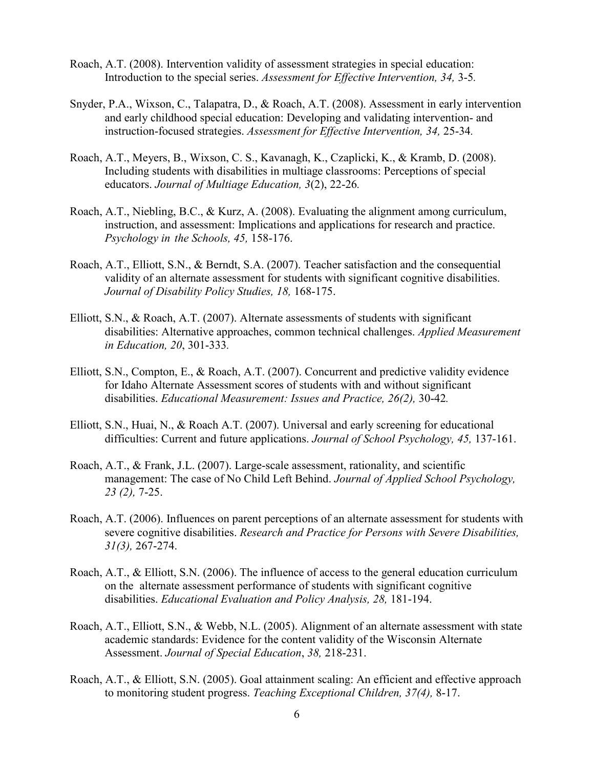Roach, A.T. (2008). Intervention validity of assessment strategies in special education: Introduction to the special series. *Assessment for Effective Intervention, 34,* 3-5.

Snyder, P.A., Wixson, C., Talapatra, D., & Roach, A.T. (2008). Assessment in early intervention and early childhood special education: Developing and validating intervention- and instruction-focused strategies. *Assessment for Effective Intervention, 34,* 25-34.

Roach, A.T., Meyers, B., Wixson, C. S., Kavanagh, K., Czaplicki, K., & Kramb, D. (2008). Including students with disabilities in multiage classrooms: Perceptions of special educators. *Journal of Multiage Education, 3*(2), 22-26.

Roach, A.T., Niebling, B.C., & Kurz, A. (2008). Evaluating the alignment among curriculum, instruction, and assessment: Implications and applications for research and practice. *Psychology in the Schools, 45,* 158-176.

Roach, A.T., Elliott, S.N., & Berndt, S.A. (2007). Teacher satisfaction and the consequential validity of an alternate assessment for students with significant cognitive disabilities. *Journal of Disability Policy Studies, 18,* 168-175.

Elliott, S.N., & Roach, A.T. (2007). Alternate assessments of students with significant disabilities: Alternative approaches, common technical challenges. *Applied Measurement in Education, 20*, 301-333.

Elliott, S.N., Compton, E., & Roach, A.T. (2007). Concurrent and predictive validity evidence for Idaho Alternate Assessment scores of students with and without significant disabilities. *Educational Measurement: Issues and Practice, 26(2),* 30-42.

Elliott, S.N., Huai, N., & Roach A.T. (2007). Universal and early screening for educational difficulties: Current and future applications. *Journal of School Psychology, 45,* 137-161.

Roach, A.T., & Frank, J.L. (2007). Large-scale assessment, rationality, and scientific management: The case of No Child Left Behind. *Journal of Applied School Psychology, 23 (2),* 7-25.

Roach, A.T. (2006). Influences on parent perceptions of an alternate assessment for students with severe cognitive disabilities. *Research and Practice for Persons with Severe Disabilities, 31(3),* 267-274.

Roach, A.T., & Elliott, S.N. (2006). The influence of access to the general education curriculum on the alternate assessment performance of students with significant cognitive disabilities. *Educational Evaluation and Policy Analysis, 28,* 181-194.

Roach, A.T., Elliott, S.N., & Webb, N.L. (2005). Alignment of an alternate assessment with state academic standards: Evidence for the content validity of the Wisconsin Alternate Assessment. *Journal of Special Education*, *38,* 218-231.

Roach, A.T., & Elliott, S.N. (2005). Goal attainment scaling: An efficient and effective approach to monitoring student progress. *Teaching Exceptional Children, 37(4),* 8-17.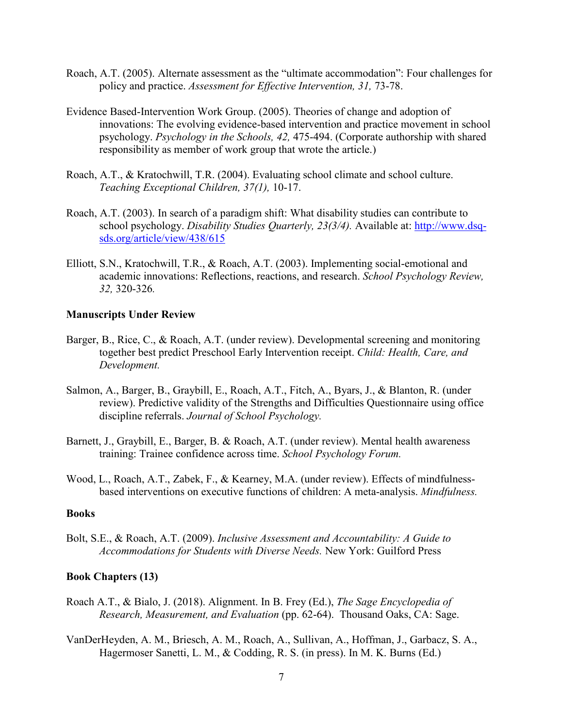Roach, A.T. (2005). Alternate assessment as the "ultimate accommodation": Four challenges for policy and practice. *Assessment for Effective Intervention, 31,* 73-78.

Evidence Based-Intervention Work Group. (2005). Theories of change and adoption of innovations: The evolving evidence-based intervention and practice movement in school psychology. *Psychology in the Schools, 42,* 475-494. (Corporate authorship with shared responsibility as member of work group that wrote the article.)

Roach, A.T., & Kratochwill, T.R. (2004). Evaluating school climate and school culture. *Teaching Exceptional Children, 37(1),* 10-17.

Roach, A.T. (2003). In search of a paradigm shift: What disability studies can contribute to school psychology. *Disability Studies Quarterly, 23(3/4).* Available at: [http://www.dsq-sds.org/article/view/438/615](http://www.dsq-sds.org/article/view/438/615)

Elliott, S.N., Kratochwill, T.R., & Roach, A.T. (2003). Implementing social-emotional and academic innovations: Reflections, reactions, and research. *School Psychology Review, 32,* 320-326*.*

**Manuscripts Under Review**

Barger, B., Rice, C., & Roach, A.T. (under review). Developmental screening and monitoring together best predict Preschool Early Intervention receipt. *Child: Health, Care, and Development.*

Salmon, A., Barger, B., Graybill, E., Roach, A.T., Fitch, A., Byars, J., & Blanton, R. (under review). Predictive validity of the Strengths and Difficulties Questionnaire using office discipline referrals. *Journal of School Psychology.*

Barnett, J., Graybill, E., Barger, B. & Roach, A.T. (under review). Mental health awareness training: Trainee confidence across time. *School Psychology Forum.*

Wood, L., Roach, A.T., Zabek, F., & Kearney, M.A. (under review). Effects of mindfulness-based interventions on executive functions of children: A meta-analysis. *Mindfulness.*

**Books**

Bolt, S.E., & Roach, A.T. (2009). *Inclusive Assessment and Accountability: A Guide to Accommodations for Students with Diverse Needs.* New York: Guilford Press

**Book Chapters (13)**

Roach A.T., & Bialo, J. (2018). Alignment. In B. Frey (Ed.), *The Sage Encyclopedia of Research, Measurement, and Evaluation* (pp. 62-64). Thousand Oaks, CA: Sage.

VanDerHeyden, A. M., Briesch, A. M., Roach, A., Sullivan, A., Hoffman, J., Garbacz, S. A., Hagermoser Sanetti, L. M., & Codding, R. S. (in press). In M. K. Burns (Ed.)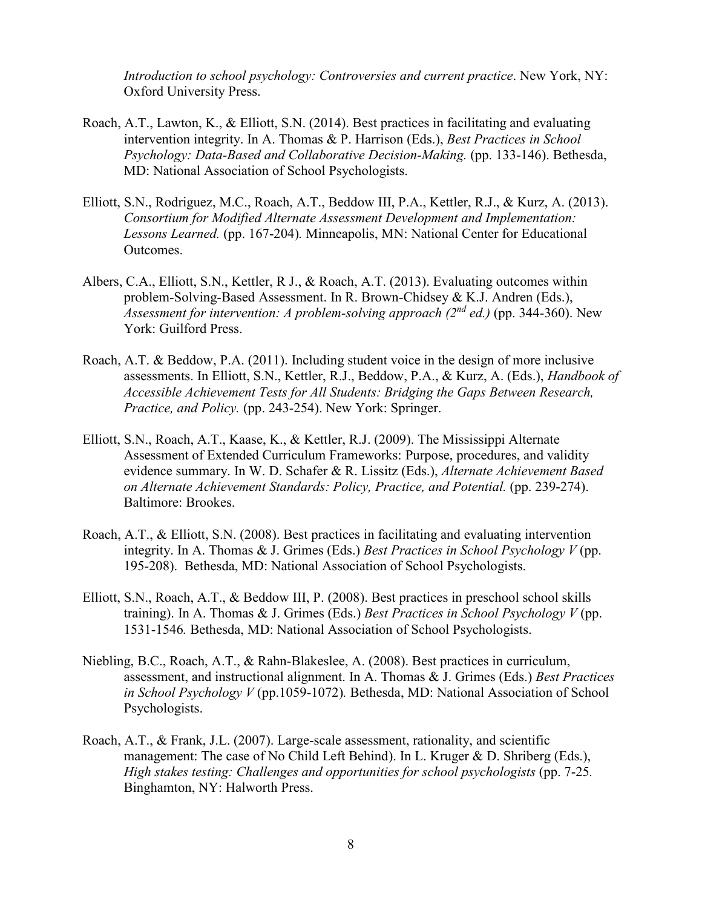*Introduction to school psychology: Controversies and current practice*. New York, NY: Oxford University Press.

Roach, A.T., Lawton, K., & Elliott, S.N. (2014). Best practices in facilitating and evaluating intervention integrity. In A. Thomas & P. Harrison (Eds.), *Best Practices in School Psychology: Data-Based and Collaborative Decision-Making.* (pp. 133-146). Bethesda, MD: National Association of School Psychologists.

Elliott, S.N., Rodriguez, M.C., Roach, A.T., Beddow III, P.A., Kettler, R.J., & Kurz, A. (2013). *Consortium for Modified Alternate Assessment Development and Implementation: Lessons Learned.* (pp. 167-204)*.* Minneapolis, MN: National Center for Educational Outcomes.

Albers, C.A., Elliott, S.N., Kettler, R J., & Roach, A.T. (2013). Evaluating outcomes within problem-Solving-Based Assessment. In R. Brown-Chidsey & K.J. Andren (Eds.), *Assessment for intervention: A problem-solving approach (2nd ed.)* (pp. 344-360). New York: Guilford Press.

Roach, A.T. & Beddow, P.A. (2011). Including student voice in the design of more inclusive assessments. In Elliott, S.N., Kettler, R.J., Beddow, P.A., & Kurz, A. (Eds.), *Handbook of Accessible Achievement Tests for All Students: Bridging the Gaps Between Research, Practice, and Policy.* (pp. 243-254). New York: Springer.

Elliott, S.N., Roach, A.T., Kaase, K., & Kettler, R.J. (2009). The Mississippi Alternate Assessment of Extended Curriculum Frameworks: Purpose, procedures, and validity evidence summary. In W. D. Schafer & R. Lissitz (Eds.), *Alternate Achievement Based on Alternate Achievement Standards: Policy, Practice, and Potential.* (pp. 239-274). Baltimore: Brookes.

Roach, A.T., & Elliott, S.N. (2008). Best practices in facilitating and evaluating intervention integrity. In A. Thomas & J. Grimes (Eds.) *Best Practices in School Psychology V* (pp. 195-208). Bethesda, MD: National Association of School Psychologists.

Elliott, S.N., Roach, A.T., & Beddow III, P. (2008). Best practices in preschool school skills training). In A. Thomas & J. Grimes (Eds.) *Best Practices in School Psychology V* (pp. 1531-1546*.* Bethesda, MD: National Association of School Psychologists.

Niebling, B.C., Roach, A.T., & Rahn-Blakeslee, A. (2008). Best practices in curriculum, assessment, and instructional alignment. In A. Thomas & J. Grimes (Eds.) *Best Practices in School Psychology V* (pp.1059-1072)*.* Bethesda, MD: National Association of School Psychologists.

Roach, A.T., & Frank, J.L. (2007). Large-scale assessment, rationality, and scientific management: The case of No Child Left Behind). In L. Kruger & D. Shriberg (Eds.), *High stakes testing: Challenges and opportunities for school psychologists* (pp. 7-25. Binghamton, NY: Halworth Press.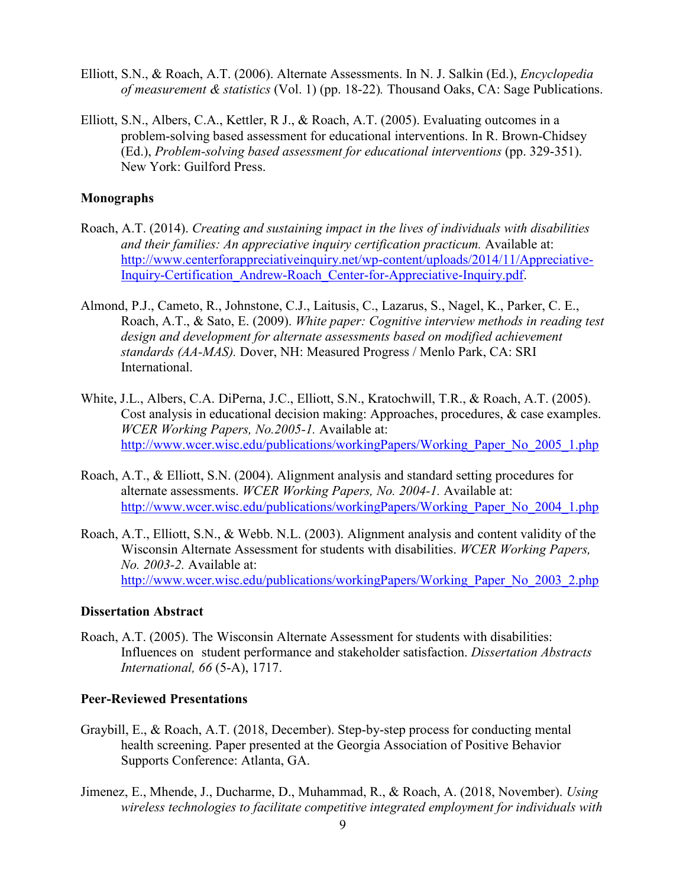Elliott, S.N., & Roach, A.T. (2006). Alternate Assessments. In N. J. Salkin (Ed.), *Encyclopedia of measurement & statistics* (Vol. 1) (pp. 18-22)*.* Thousand Oaks, CA: Sage Publications.

Elliott, S.N., Albers, C.A., Kettler, R J., & Roach, A.T. (2005). Evaluating outcomes in a problem-solving based assessment for educational interventions. In R. Brown-Chidsey (Ed.), *Problem-solving based assessment for educational interventions* (pp. 329-351). New York: Guilford Press.

**Monographs**

Roach, A.T. (2014). *Creating and sustaining impact in the lives of individuals with disabilities and their families: An appreciative inquiry certification practicum.* Available at: [http://www.centerforappreciativeinquiry.net/wp-content/uploads/2014/11/Appreciative-Inquiry-Certification_Andrew-Roach_Center-for-Appreciative-Inquiry.pdf](http://www.centerforappreciativeinquiry.net/wp-content/uploads/2014/11/Appreciative-Inquiry-Certification_Andrew-Roach_Center-for-Appreciative-Inquiry.pdf).

Almond, P.J., Cameto, R., Johnstone, C.J., Laitusis, C., Lazarus, S., Nagel, K., Parker, C. E., Roach, A.T., & Sato, E. (2009). *White paper: Cognitive interview methods in reading test design and development for alternate assessments based on modified achievement standards (AA-MAS).* Dover, NH: Measured Progress / Menlo Park, CA: SRI International.

White, J.L., Albers, C.A. DiPerna, J.C., Elliott, S.N., Kratochwill, T.R., & Roach, A.T. (2005). Cost analysis in educational decision making: Approaches, procedures, & case examples. *WCER Working Papers, No.2005-1.* Available at: [http://www.wcer.wisc.edu/publications/workingPapers/Working_Paper_No_2005_1.php](http://www.wcer.wisc.edu/publications/workingPapers/Working_Paper_No_2005_1.php)

Roach, A.T., & Elliott, S.N. (2004). Alignment analysis and standard setting procedures for alternate assessments. *WCER Working Papers, No. 2004-1.* Available at: [http://www.wcer.wisc.edu/publications/workingPapers/Working_Paper_No_2004_1.php](http://www.wcer.wisc.edu/publications/workingPapers/Working_Paper_No_2004_1.php)

Roach, A.T., Elliott, S.N., & Webb. N.L. (2003). Alignment analysis and content validity of the Wisconsin Alternate Assessment for students with disabilities. *WCER Working Papers, No. 2003-2.* Available at: [http://www.wcer.wisc.edu/publications/workingPapers/Working_Paper_No_2003_2.php](http://www.wcer.wisc.edu/publications/workingPapers/Working_Paper_No_2003_2.php)

**Dissertation Abstract**

Roach, A.T. (2005). The Wisconsin Alternate Assessment for students with disabilities: Influences on student performance and stakeholder satisfaction. *Dissertation Abstracts International, 66* (5-A), 1717.

**Peer-Reviewed Presentations**

Graybill, E., & Roach, A.T. (2018, December). Step-by-step process for conducting mental health screening. Paper presented at the Georgia Association of Positive Behavior Supports Conference: Atlanta, GA.

Jimenez, E., Mhende, J., Ducharme, D., Muhammad, R., & Roach, A. (2018, November). *Using wireless technologies to facilitate competitive integrated employment for individuals with*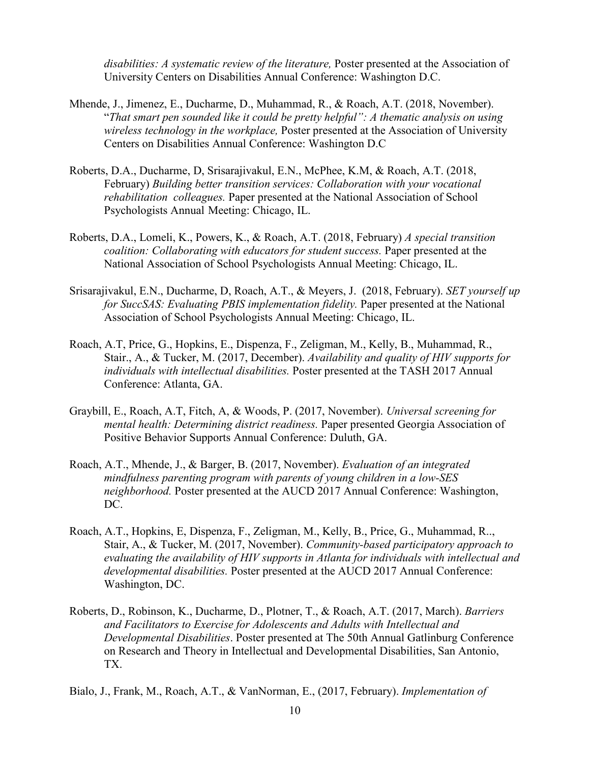*disabilities: A systematic review of the literature,* Poster presented at the Association of University Centers on Disabilities Annual Conference: Washington D.C.

Mhende, J., Jimenez, E., Ducharme, D., Muhammad, R., & Roach, A.T. (2018, November). "*That smart pen sounded like it could be pretty helpful": A thematic analysis on using wireless technology in the workplace,* Poster presented at the Association of University Centers on Disabilities Annual Conference: Washington D.C

Roberts, D.A., Ducharme, D, Srisarajivakul, E.N., McPhee, K.M, & Roach, A.T. (2018, February) *Building better transition services: Collaboration with your vocational rehabilitation colleagues.* Paper presented at the National Association of School Psychologists Annual Meeting: Chicago, IL.

Roberts, D.A., Lomeli, K., Powers, K., & Roach, A.T. (2018, February) *A special transition coalition: Collaborating with educators for student success.* Paper presented at the National Association of School Psychologists Annual Meeting: Chicago, IL.

Srisarajivakul, E.N., Ducharme, D, Roach, A.T., & Meyers, J. (2018, February). *SET yourself up for SuccSAS: Evaluating PBIS implementation fidelity.* Paper presented at the National Association of School Psychologists Annual Meeting: Chicago, IL.

Roach, A.T, Price, G., Hopkins, E., Dispenza, F., Zeligman, M., Kelly, B., Muhammad, R., Stair., A., & Tucker, M. (2017, December). *Availability and quality of HIV supports for individuals with intellectual disabilities.* Poster presented at the TASH 2017 Annual Conference: Atlanta, GA.

Graybill, E., Roach, A.T, Fitch, A, & Woods, P. (2017, November). *Universal screening for mental health: Determining district readiness.* Paper presented Georgia Association of Positive Behavior Supports Annual Conference: Duluth, GA.

Roach, A.T., Mhende, J., & Barger, B. (2017, November). *Evaluation of an integrated mindfulness parenting program with parents of young children in a low-SES neighborhood.* Poster presented at the AUCD 2017 Annual Conference: Washington, DC.

Roach, A.T., Hopkins, E, Dispenza, F., Zeligman, M., Kelly, B., Price, G., Muhammad, R.., Stair, A., & Tucker, M. (2017, November). *Community-based participatory approach to evaluating the availability of HIV supports in Atlanta for individuals with intellectual and developmental disabilities.* Poster presented at the AUCD 2017 Annual Conference: Washington, DC.

Roberts, D., Robinson, K., Ducharme, D., Plotner, T., & Roach, A.T. (2017, March). *Barriers and Facilitators to Exercise for Adolescents and Adults with Intellectual and Developmental Disabilities*. Poster presented at The 50th Annual Gatlinburg Conference on Research and Theory in Intellectual and Developmental Disabilities, San Antonio, TX.

Bialo, J., Frank, M., Roach, A.T., & VanNorman, E., (2017, February). *Implementation of*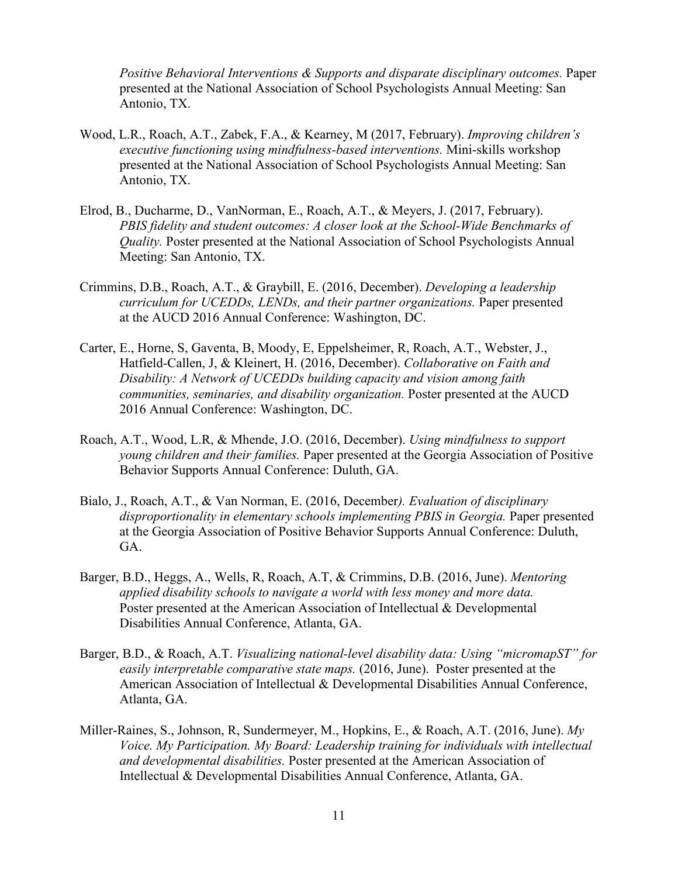*Positive Behavioral Interventions & Supports and disparate disciplinary outcomes.* Paper presented at the National Association of School Psychologists Annual Meeting: San Antonio, TX.

Wood, L.R., Roach, A.T., Zabek, F.A., & Kearney, M (2017, February). *Improving children's executive functioning using mindfulness-based interventions.* Mini-skills workshop presented at the National Association of School Psychologists Annual Meeting: San Antonio, TX.

Elrod, B., Ducharme, D., VanNorman, E., Roach, A.T., & Meyers, J. (2017, February). *PBIS fidelity and student outcomes: A closer look at the School-Wide Benchmarks of Quality.* Poster presented at the National Association of School Psychologists Annual Meeting: San Antonio, TX.

Crimmins, D.B., Roach, A.T., & Graybill, E. (2016, December). *Developing a leadership curriculum for UCEDDs, LENDs, and their partner organizations.* Paper presented at the AUCD 2016 Annual Conference: Washington, DC.

Carter, E., Horne, S, Gaventa, B, Moody, E, Eppelsheimer, R, Roach, A.T., Webster, J., Hatfield-Callen, J, & Kleinert, H. (2016, December). *Collaborative on Faith and Disability: A Network of UCEDDs building capacity and vision among faith communities, seminaries, and disability organization.* Poster presented at the AUCD 2016 Annual Conference: Washington, DC.

Roach, A.T., Wood, L.R, & Mhende, J.O. (2016, December). *Using mindfulness to support young children and their families.* Paper presented at the Georgia Association of Positive Behavior Supports Annual Conference: Duluth, GA.

Bialo, J., Roach, A.T., & Van Norman, E. (2016, December*). Evaluation of disciplinary disproportionality in elementary schools implementing PBIS in Georgia.* Paper presented at the Georgia Association of Positive Behavior Supports Annual Conference: Duluth, GA.

Barger, B.D., Heggs, A., Wells, R, Roach, A.T, & Crimmins, D.B. (2016, June). *Mentoring applied disability schools to navigate a world with less money and more data.* Poster presented at the American Association of Intellectual & Developmental Disabilities Annual Conference, Atlanta, GA.

Barger, B.D., & Roach, A.T. *Visualizing national-level disability data: Using "micromapST" for easily interpretable comparative state maps.* (2016, June). Poster presented at the American Association of Intellectual & Developmental Disabilities Annual Conference, Atlanta, GA.

Miller-Raines, S., Johnson, R, Sundermeyer, M., Hopkins, E., & Roach, A.T. (2016, June). *My Voice. My Participation. My Board: Leadership training for individuals with intellectual and developmental disabilities.* Poster presented at the American Association of Intellectual & Developmental Disabilities Annual Conference, Atlanta, GA.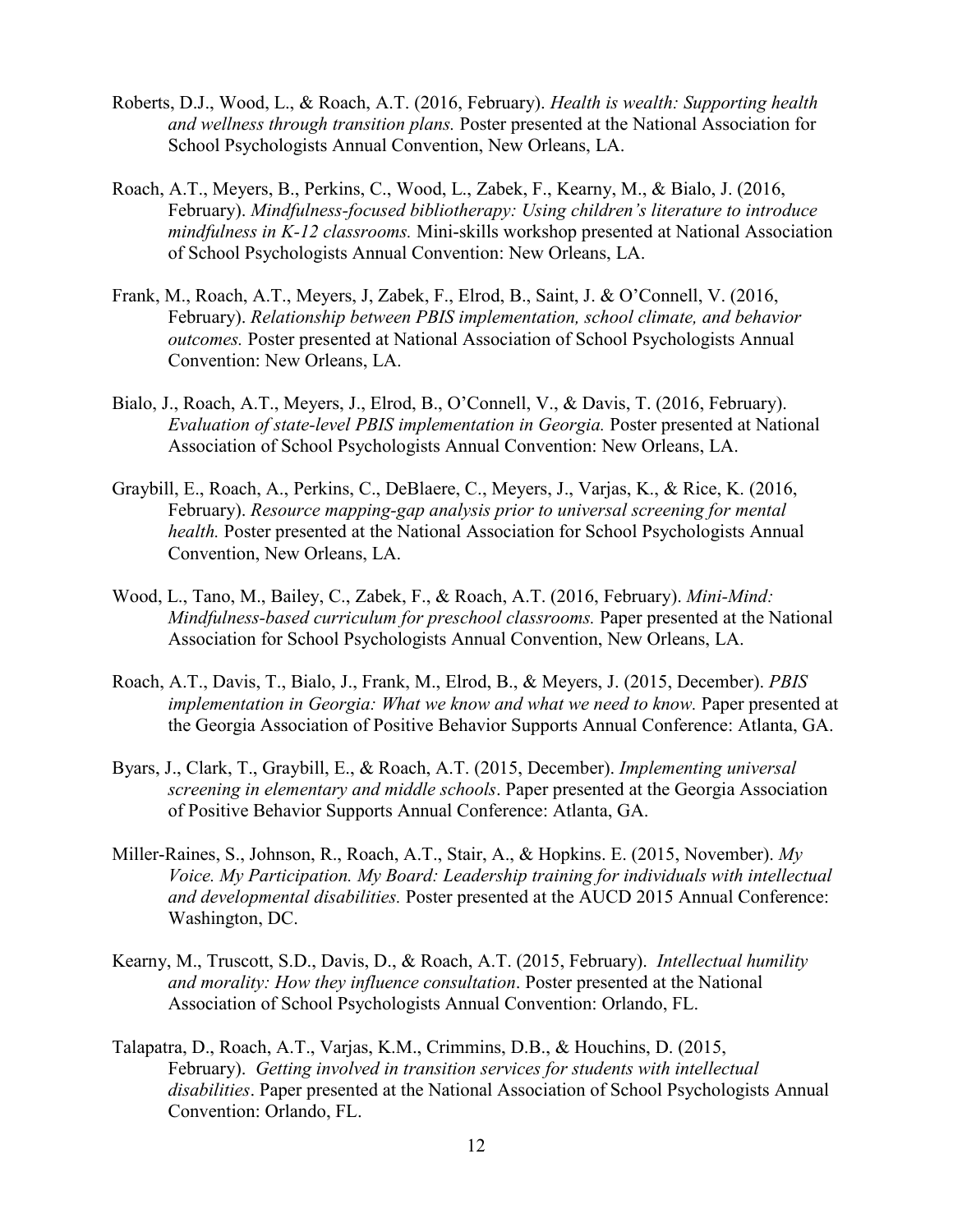Roberts, D.J., Wood, L., & Roach, A.T. (2016, February). *Health is wealth: Supporting health and wellness through transition plans.* Poster presented at the National Association for School Psychologists Annual Convention, New Orleans, LA.

Roach, A.T., Meyers, B., Perkins, C., Wood, L., Zabek, F., Kearny, M., & Bialo, J. (2016, February). *Mindfulness-focused bibliotherapy: Using children's literature to introduce mindfulness in K-12 classrooms.* Mini-skills workshop presented at National Association of School Psychologists Annual Convention: New Orleans, LA.

Frank, M., Roach, A.T., Meyers, J, Zabek, F., Elrod, B., Saint, J. & O'Connell, V. (2016, February). *Relationship between PBIS implementation, school climate, and behavior outcomes.* Poster presented at National Association of School Psychologists Annual Convention: New Orleans, LA.

Bialo, J., Roach, A.T., Meyers, J., Elrod, B., O'Connell, V., & Davis, T. (2016, February). *Evaluation of state-level PBIS implementation in Georgia.* Poster presented at National Association of School Psychologists Annual Convention: New Orleans, LA.

Graybill, E., Roach, A., Perkins, C., DeBlaere, C., Meyers, J., Varjas, K., & Rice, K. (2016, February). *Resource mapping-gap analysis prior to universal screening for mental health.* Poster presented at the National Association for School Psychologists Annual Convention, New Orleans, LA.

Wood, L., Tano, M., Bailey, C., Zabek, F., & Roach, A.T. (2016, February). *Mini-Mind: Mindfulness-based curriculum for preschool classrooms.* Paper presented at the National Association for School Psychologists Annual Convention, New Orleans, LA.

Roach, A.T., Davis, T., Bialo, J., Frank, M., Elrod, B., & Meyers, J. (2015, December). *PBIS implementation in Georgia: What we know and what we need to know.* Paper presented at the Georgia Association of Positive Behavior Supports Annual Conference: Atlanta, GA.

Byars, J., Clark, T., Graybill, E., & Roach, A.T. (2015, December). *Implementing universal screening in elementary and middle schools*. Paper presented at the Georgia Association of Positive Behavior Supports Annual Conference: Atlanta, GA.

Miller-Raines, S., Johnson, R., Roach, A.T., Stair, A., & Hopkins. E. (2015, November). *My Voice. My Participation. My Board: Leadership training for individuals with intellectual and developmental disabilities.* Poster presented at the AUCD 2015 Annual Conference: Washington, DC.

Kearny, M., Truscott, S.D., Davis, D., & Roach, A.T. (2015, February). *Intellectual humility and morality: How they influence consultation*. Poster presented at the National Association of School Psychologists Annual Convention: Orlando, FL.

Talapatra, D., Roach, A.T., Varjas, K.M., Crimmins, D.B., & Houchins, D. (2015, February). *Getting involved in transition services for students with intellectual disabilities*. Paper presented at the National Association of School Psychologists Annual Convention: Orlando, FL.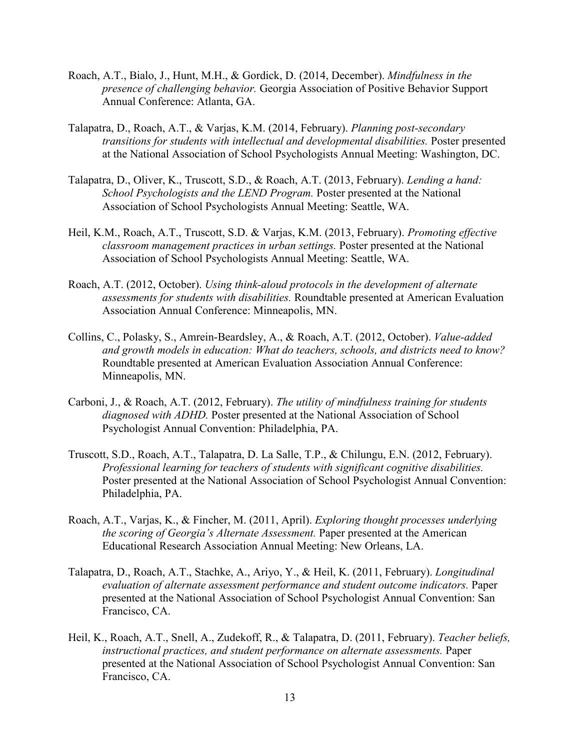Roach, A.T., Bialo, J., Hunt, M.H., & Gordick, D. (2014, December). *Mindfulness in the presence of challenging behavior.* Georgia Association of Positive Behavior Support Annual Conference: Atlanta, GA.

Talapatra, D., Roach, A.T., & Varjas, K.M. (2014, February). *Planning post-secondary transitions for students with intellectual and developmental disabilities.* Poster presented at the National Association of School Psychologists Annual Meeting: Washington, DC.

Talapatra, D., Oliver, K., Truscott, S.D., & Roach, A.T. (2013, February). *Lending a hand: School Psychologists and the LEND Program.* Poster presented at the National Association of School Psychologists Annual Meeting: Seattle, WA.

Heil, K.M., Roach, A.T., Truscott, S.D. & Varjas, K.M. (2013, February). *Promoting effective classroom management practices in urban settings.* Poster presented at the National Association of School Psychologists Annual Meeting: Seattle, WA.

Roach, A.T. (2012, October). *Using think-aloud protocols in the development of alternate assessments for students with disabilities.* Roundtable presented at American Evaluation Association Annual Conference: Minneapolis, MN.

Collins, C., Polasky, S., Amrein-Beardsley, A., & Roach, A.T. (2012, October). *Value-added and growth models in education: What do teachers, schools, and districts need to know?* Roundtable presented at American Evaluation Association Annual Conference: Minneapolis, MN.

Carboni, J., & Roach, A.T. (2012, February). *The utility of mindfulness training for students diagnosed with ADHD.* Poster presented at the National Association of School Psychologist Annual Convention: Philadelphia, PA.

Truscott, S.D., Roach, A.T., Talapatra, D. La Salle, T.P., & Chilungu, E.N. (2012, February). *Professional learning for teachers of students with significant cognitive disabilities.* Poster presented at the National Association of School Psychologist Annual Convention: Philadelphia, PA.

Roach, A.T., Varjas, K., & Fincher, M. (2011, April). *Exploring thought processes underlying the scoring of Georgia's Alternate Assessment.* Paper presented at the American Educational Research Association Annual Meeting: New Orleans, LA.

Talapatra, D., Roach, A.T., Stachke, A., Ariyo, Y., & Heil, K. (2011, February). *Longitudinal evaluation of alternate assessment performance and student outcome indicators.* Paper presented at the National Association of School Psychologist Annual Convention: San Francisco, CA.

Heil, K., Roach, A.T., Snell, A., Zudekoff, R., & Talapatra, D. (2011, February). *Teacher beliefs, instructional practices, and student performance on alternate assessments.* Paper presented at the National Association of School Psychologist Annual Convention: San Francisco, CA.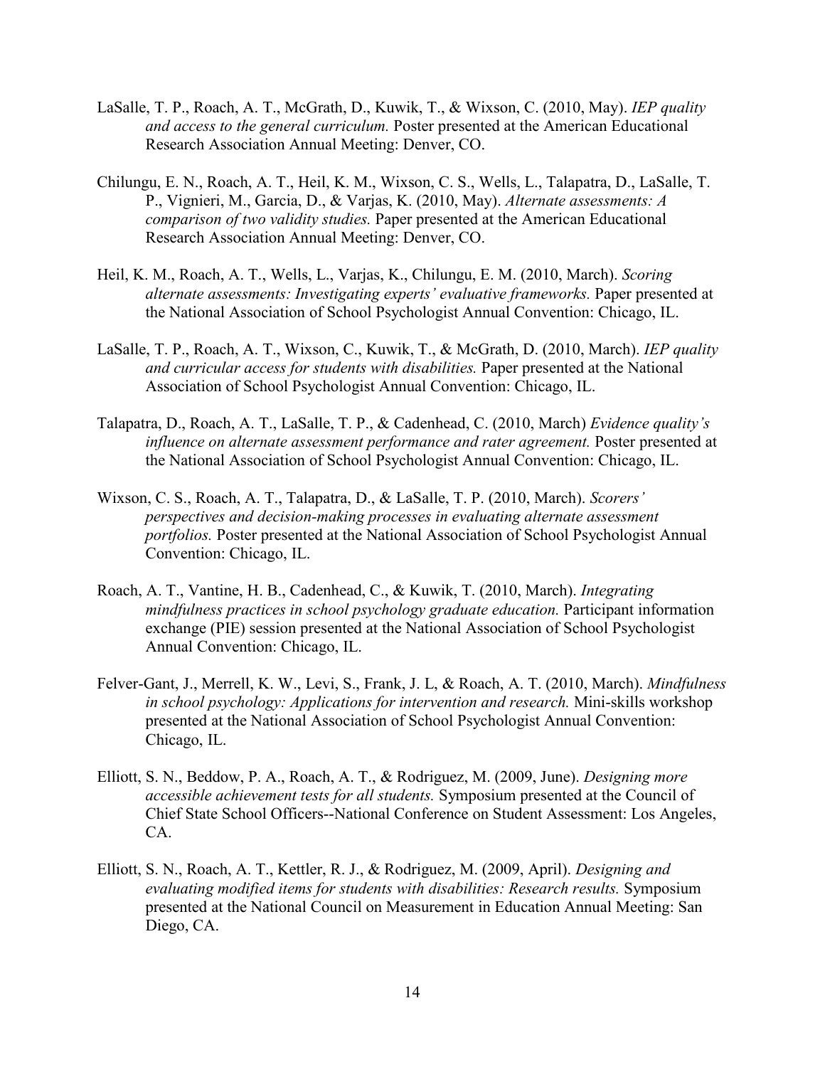LaSalle, T. P., Roach, A. T., McGrath, D., Kuwik, T., & Wixson, C. (2010, May). *IEP quality and access to the general curriculum.* Poster presented at the American Educational Research Association Annual Meeting: Denver, CO.

Chilungu, E. N., Roach, A. T., Heil, K. M., Wixson, C. S., Wells, L., Talapatra, D., LaSalle, T. P., Vignieri, M., Garcia, D., & Varjas, K. (2010, May). *Alternate assessments: A comparison of two validity studies.* Paper presented at the American Educational Research Association Annual Meeting: Denver, CO.

Heil, K. M., Roach, A. T., Wells, L., Varjas, K., Chilungu, E. M. (2010, March). *Scoring alternate assessments: Investigating experts' evaluative frameworks.* Paper presented at the National Association of School Psychologist Annual Convention: Chicago, IL.

LaSalle, T. P., Roach, A. T., Wixson, C., Kuwik, T., & McGrath, D. (2010, March). *IEP quality and curricular access for students with disabilities.* Paper presented at the National Association of School Psychologist Annual Convention: Chicago, IL.

Talapatra, D., Roach, A. T., LaSalle, T. P., & Cadenhead, C. (2010, March) *Evidence quality's influence on alternate assessment performance and rater agreement.* Poster presented at the National Association of School Psychologist Annual Convention: Chicago, IL.

Wixson, C. S., Roach, A. T., Talapatra, D., & LaSalle, T. P. (2010, March). *Scorers' perspectives and decision-making processes in evaluating alternate assessment portfolios.* Poster presented at the National Association of School Psychologist Annual Convention: Chicago, IL.

Roach, A. T., Vantine, H. B., Cadenhead, C., & Kuwik, T. (2010, March). *Integrating mindfulness practices in school psychology graduate education.* Participant information exchange (PIE) session presented at the National Association of School Psychologist Annual Convention: Chicago, IL.

Felver-Gant, J., Merrell, K. W., Levi, S., Frank, J. L, & Roach, A. T. (2010, March). *Mindfulness in school psychology: Applications for intervention and research.* Mini-skills workshop presented at the National Association of School Psychologist Annual Convention: Chicago, IL.

Elliott, S. N., Beddow, P. A., Roach, A. T., & Rodriguez, M. (2009, June). *Designing more accessible achievement tests for all students.* Symposium presented at the Council of Chief State School Officers--National Conference on Student Assessment: Los Angeles, CA.

Elliott, S. N., Roach, A. T., Kettler, R. J., & Rodriguez, M. (2009, April). *Designing and evaluating modified items for students with disabilities: Research results.* Symposium presented at the National Council on Measurement in Education Annual Meeting: San Diego, CA.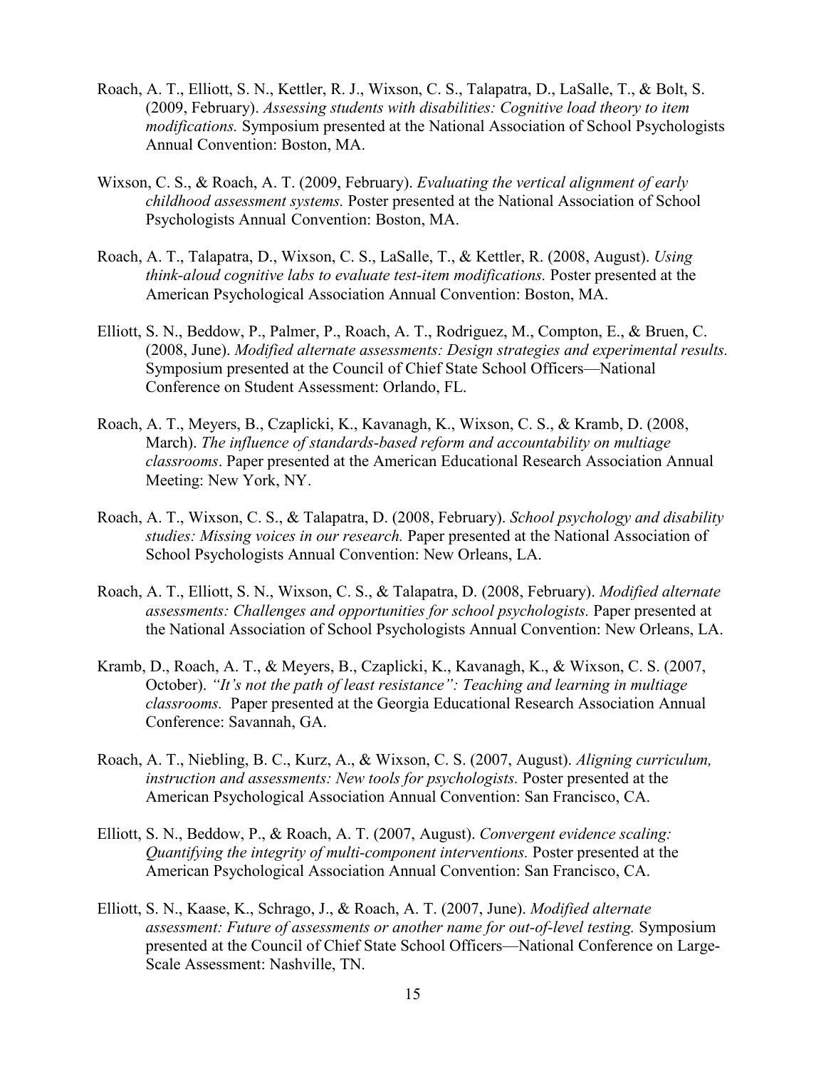Roach, A. T., Elliott, S. N., Kettler, R. J., Wixson, C. S., Talapatra, D., LaSalle, T., & Bolt, S. (2009, February). *Assessing students with disabilities: Cognitive load theory to item modifications.* Symposium presented at the National Association of School Psychologists Annual Convention: Boston, MA.

Wixson, C. S., & Roach, A. T. (2009, February). *Evaluating the vertical alignment of early childhood assessment systems.* Poster presented at the National Association of School Psychologists Annual Convention: Boston, MA.

Roach, A. T., Talapatra, D., Wixson, C. S., LaSalle, T., & Kettler, R. (2008, August). *Using think-aloud cognitive labs to evaluate test-item modifications.* Poster presented at the American Psychological Association Annual Convention: Boston, MA.

Elliott, S. N., Beddow, P., Palmer, P., Roach, A. T., Rodriguez, M., Compton, E., & Bruen, C. (2008, June). *Modified alternate assessments: Design strategies and experimental results.* Symposium presented at the Council of Chief State School Officers—National Conference on Student Assessment: Orlando, FL.

Roach, A. T., Meyers, B., Czaplicki, K., Kavanagh, K., Wixson, C. S., & Kramb, D. (2008, March). *The influence of standards-based reform and accountability on multiage classrooms*. Paper presented at the American Educational Research Association Annual Meeting: New York, NY.

Roach, A. T., Wixson, C. S., & Talapatra, D. (2008, February). *School psychology and disability studies: Missing voices in our research.* Paper presented at the National Association of School Psychologists Annual Convention: New Orleans, LA.

Roach, A. T., Elliott, S. N., Wixson, C. S., & Talapatra, D. (2008, February). *Modified alternate assessments: Challenges and opportunities for school psychologists.* Paper presented at the National Association of School Psychologists Annual Convention: New Orleans, LA.

Kramb, D., Roach, A. T., & Meyers, B., Czaplicki, K., Kavanagh, K., & Wixson, C. S. (2007, October). *"It's not the path of least resistance": Teaching and learning in multiage classrooms.* Paper presented at the Georgia Educational Research Association Annual Conference: Savannah, GA.

Roach, A. T., Niebling, B. C., Kurz, A., & Wixson, C. S. (2007, August). *Aligning curriculum, instruction and assessments: New tools for psychologists.* Poster presented at the American Psychological Association Annual Convention: San Francisco, CA.

Elliott, S. N., Beddow, P., & Roach, A. T. (2007, August). *Convergent evidence scaling: Quantifying the integrity of multi-component interventions.* Poster presented at the American Psychological Association Annual Convention: San Francisco, CA.

Elliott, S. N., Kaase, K., Schrago, J., & Roach, A. T. (2007, June). *Modified alternate assessment: Future of assessments or another name for out-of-level testing.* Symposium presented at the Council of Chief State School Officers—National Conference on Large-Scale Assessment: Nashville, TN.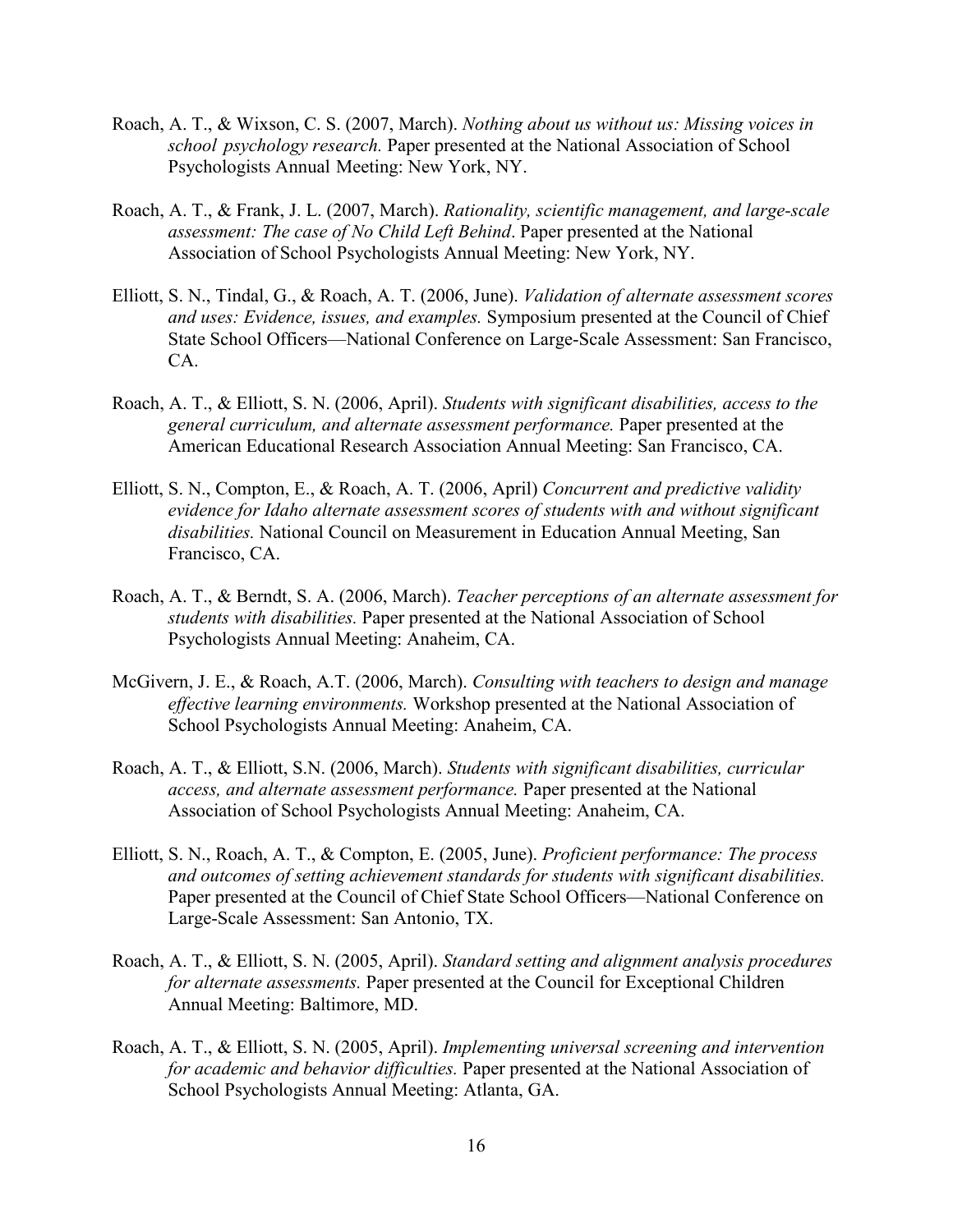Roach, A. T., & Wixson, C. S. (2007, March). *Nothing about us without us: Missing voices in school psychology research.* Paper presented at the National Association of School Psychologists Annual Meeting: New York, NY.

Roach, A. T., & Frank, J. L. (2007, March). *Rationality, scientific management, and large-scale assessment: The case of No Child Left Behind*. Paper presented at the National Association of School Psychologists Annual Meeting: New York, NY.

Elliott, S. N., Tindal, G., & Roach, A. T. (2006, June). *Validation of alternate assessment scores and uses: Evidence, issues, and examples.* Symposium presented at the Council of Chief State School Officers—National Conference on Large-Scale Assessment: San Francisco, CA.

Roach, A. T., & Elliott, S. N. (2006, April). *Students with significant disabilities, access to the general curriculum, and alternate assessment performance.* Paper presented at the American Educational Research Association Annual Meeting: San Francisco, CA.

Elliott, S. N., Compton, E., & Roach, A. T. (2006, April) *Concurrent and predictive validity evidence for Idaho alternate assessment scores of students with and without significant disabilities.* National Council on Measurement in Education Annual Meeting, San Francisco, CA.

Roach, A. T., & Berndt, S. A. (2006, March). *Teacher perceptions of an alternate assessment for students with disabilities.* Paper presented at the National Association of School Psychologists Annual Meeting: Anaheim, CA.

McGivern, J. E., & Roach, A.T. (2006, March). *Consulting with teachers to design and manage effective learning environments.* Workshop presented at the National Association of School Psychologists Annual Meeting: Anaheim, CA.

Roach, A. T., & Elliott, S.N. (2006, March). *Students with significant disabilities, curricular access, and alternate assessment performance.* Paper presented at the National Association of School Psychologists Annual Meeting: Anaheim, CA.

Elliott, S. N., Roach, A. T., & Compton, E. (2005, June). *Proficient performance: The process and outcomes of setting achievement standards for students with significant disabilities.* Paper presented at the Council of Chief State School Officers—National Conference on Large-Scale Assessment: San Antonio, TX.

Roach, A. T., & Elliott, S. N. (2005, April). *Standard setting and alignment analysis procedures for alternate assessments.* Paper presented at the Council for Exceptional Children Annual Meeting: Baltimore, MD.

Roach, A. T., & Elliott, S. N. (2005, April). *Implementing universal screening and intervention for academic and behavior difficulties.* Paper presented at the National Association of School Psychologists Annual Meeting: Atlanta, GA.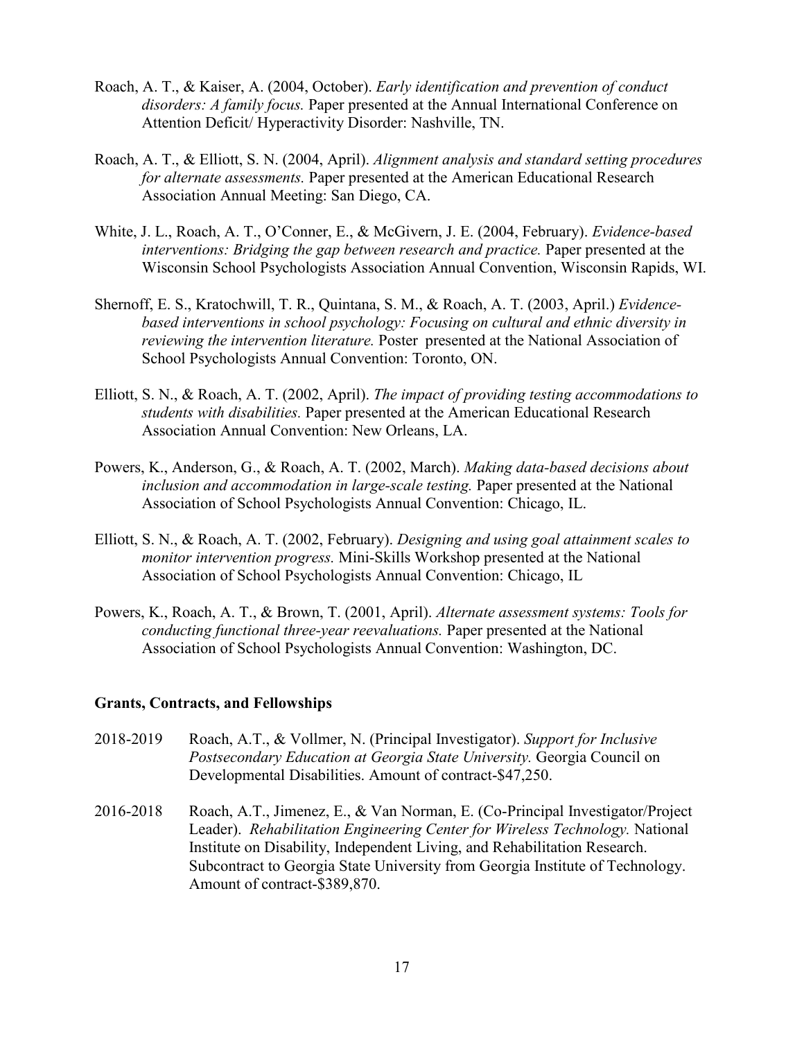Roach, A. T., & Kaiser, A. (2004, October). *Early identification and prevention of conduct disorders: A family focus.* Paper presented at the Annual International Conference on Attention Deficit/ Hyperactivity Disorder: Nashville, TN.

Roach, A. T., & Elliott, S. N. (2004, April). *Alignment analysis and standard setting procedures for alternate assessments.* Paper presented at the American Educational Research Association Annual Meeting: San Diego, CA.

White, J. L., Roach, A. T., O'Conner, E., & McGivern, J. E. (2004, February). *Evidence-based interventions: Bridging the gap between research and practice.* Paper presented at the Wisconsin School Psychologists Association Annual Convention, Wisconsin Rapids, WI.

Shernoff, E. S., Kratochwill, T. R., Quintana, S. M., & Roach, A. T. (2003, April.) *Evidence-based interventions in school psychology: Focusing on cultural and ethnic diversity in reviewing the intervention literature.* Poster presented at the National Association of School Psychologists Annual Convention: Toronto, ON.

Elliott, S. N., & Roach, A. T. (2002, April). *The impact of providing testing accommodations to students with disabilities.* Paper presented at the American Educational Research Association Annual Convention: New Orleans, LA.

Powers, K., Anderson, G., & Roach, A. T. (2002, March). *Making data-based decisions about inclusion and accommodation in large-scale testing.* Paper presented at the National Association of School Psychologists Annual Convention: Chicago, IL.

Elliott, S. N., & Roach, A. T. (2002, February). *Designing and using goal attainment scales to monitor intervention progress.* Mini-Skills Workshop presented at the National Association of School Psychologists Annual Convention: Chicago, IL

Powers, K., Roach, A. T., & Brown, T. (2001, April). *Alternate assessment systems: Tools for conducting functional three-year reevaluations.* Paper presented at the National Association of School Psychologists Annual Convention: Washington, DC.

**Grants, Contracts, and Fellowships**

2018-2019 Roach, A.T., & Vollmer, N. (Principal Investigator). *Support for Inclusive Postsecondary Education at Georgia State University.* Georgia Council on Developmental Disabilities. Amount of contract-$47,250.

2016-2018 Roach, A.T., Jimenez, E., & Van Norman, E. (Co-Principal Investigator/Project Leader). *Rehabilitation Engineering Center for Wireless Technology.* National Institute on Disability, Independent Living, and Rehabilitation Research. Subcontract to Georgia State University from Georgia Institute of Technology. Amount of contract-$389,870.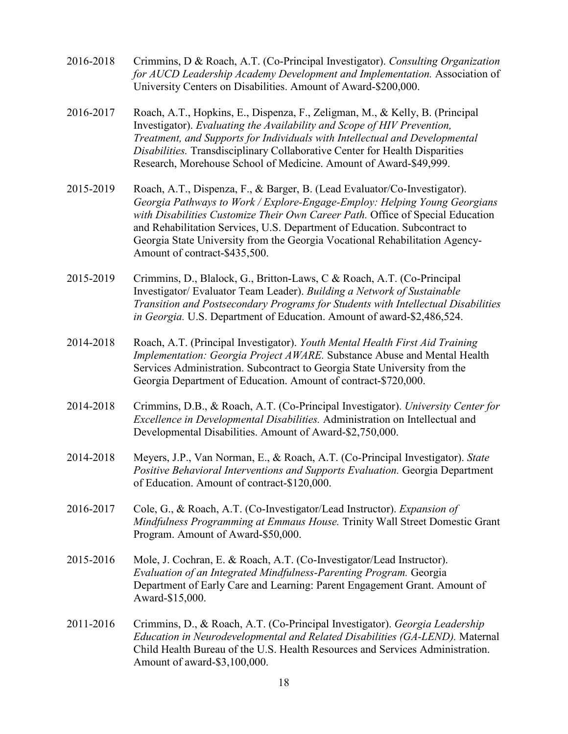2016-2018 Crimmins, D & Roach, A.T. (Co-Principal Investigator). *Consulting Organization for AUCD Leadership Academy Development and Implementation.* Association of University Centers on Disabilities. Amount of Award-$200,000.

2016-2017 Roach, A.T., Hopkins, E., Dispenza, F., Zeligman, M., & Kelly, B. (Principal Investigator). *Evaluating the Availability and Scope of HIV Prevention, Treatment, and Supports for Individuals with Intellectual and Developmental Disabilities.* Transdisciplinary Collaborative Center for Health Disparities Research, Morehouse School of Medicine. Amount of Award-$49,999.

2015-2019 Roach, A.T., Dispenza, F., & Barger, B. (Lead Evaluator/Co-Investigator). *Georgia Pathways to Work / Explore-Engage-Employ: Helping Young Georgians with Disabilities Customize Their Own Career Path.* Office of Special Education and Rehabilitation Services, U.S. Department of Education. Subcontract to Georgia State University from the Georgia Vocational Rehabilitation Agency-Amount of contract-$435,500.

2015-2019 Crimmins, D., Blalock, G., Britton-Laws, C & Roach, A.T. (Co-Principal Investigator/ Evaluator Team Leader). *Building a Network of Sustainable Transition and Postsecondary Programs for Students with Intellectual Disabilities in Georgia.* U.S. Department of Education. Amount of award-$2,486,524.

2014-2018 Roach, A.T. (Principal Investigator). *Youth Mental Health First Aid Training Implementation: Georgia Project AWARE.* Substance Abuse and Mental Health Services Administration. Subcontract to Georgia State University from the Georgia Department of Education. Amount of contract-$720,000.

2014-2018 Crimmins, D.B., & Roach, A.T. (Co-Principal Investigator). *University Center for Excellence in Developmental Disabilities.* Administration on Intellectual and Developmental Disabilities. Amount of Award-$2,750,000.

2014-2018 Meyers, J.P., Van Norman, E., & Roach, A.T. (Co-Principal Investigator). *State Positive Behavioral Interventions and Supports Evaluation.* Georgia Department of Education. Amount of contract-$120,000.

2016-2017 Cole, G., & Roach, A.T. (Co-Investigator/Lead Instructor). *Expansion of Mindfulness Programming at Emmaus House.* Trinity Wall Street Domestic Grant Program. Amount of Award-$50,000.

2015-2016 Mole, J. Cochran, E. & Roach, A.T. (Co-Investigator/Lead Instructor). *Evaluation of an Integrated Mindfulness-Parenting Program.* Georgia Department of Early Care and Learning: Parent Engagement Grant. Amount of Award-$15,000.

2011-2016 Crimmins, D., & Roach, A.T. (Co-Principal Investigator). *Georgia Leadership Education in Neurodevelopmental and Related Disabilities (GA-LEND).* Maternal Child Health Bureau of the U.S. Health Resources and Services Administration. Amount of award-$3,100,000.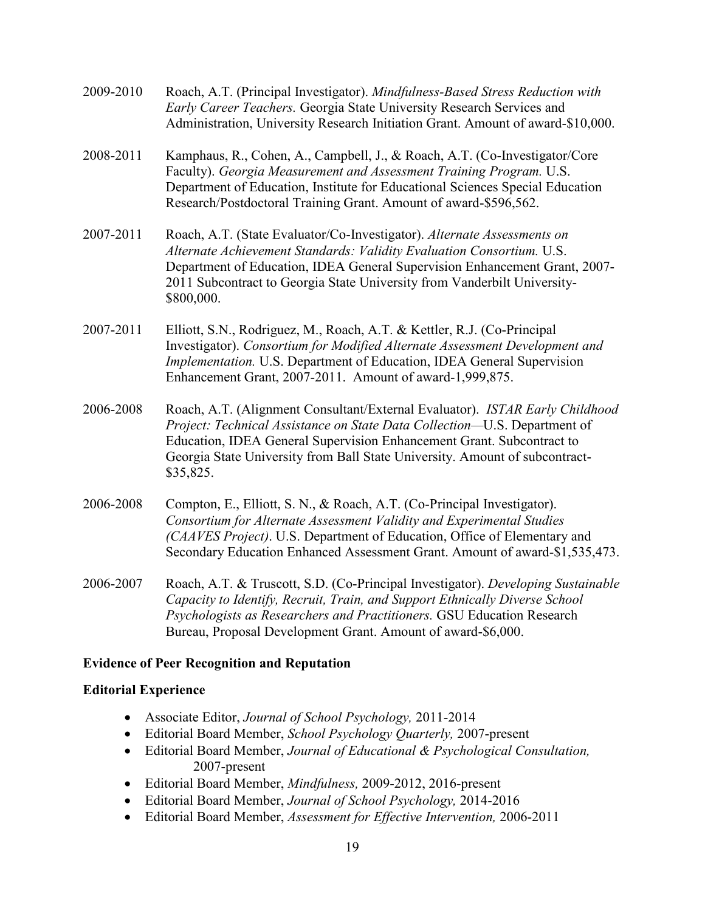2009-2010 Roach, A.T. (Principal Investigator). *Mindfulness-Based Stress Reduction with Early Career Teachers.* Georgia State University Research Services and Administration, University Research Initiation Grant. Amount of award-$10,000.

2008-2011 Kamphaus, R., Cohen, A., Campbell, J., & Roach, A.T. (Co-Investigator/Core Faculty). *Georgia Measurement and Assessment Training Program.* U.S. Department of Education, Institute for Educational Sciences Special Education Research/Postdoctoral Training Grant. Amount of award-$596,562.

2007-2011 Roach, A.T. (State Evaluator/Co-Investigator). *Alternate Assessments on Alternate Achievement Standards: Validity Evaluation Consortium.* U.S. Department of Education, IDEA General Supervision Enhancement Grant, 2007-2011 Subcontract to Georgia State University from Vanderbilt University-$800,000.

2007-2011 Elliott, S.N., Rodriguez, M., Roach, A.T. & Kettler, R.J. (Co-Principal Investigator). *Consortium for Modified Alternate Assessment Development and Implementation.* U.S. Department of Education, IDEA General Supervision Enhancement Grant, 2007-2011. Amount of award-1,999,875.

2006-2008 Roach, A.T. (Alignment Consultant/External Evaluator). *ISTAR Early Childhood Project: Technical Assistance on State Data Collection*—U.S. Department of Education, IDEA General Supervision Enhancement Grant. Subcontract to Georgia State University from Ball State University. Amount of subcontract-$35,825.

2006-2008 Compton, E., Elliott, S. N., & Roach, A.T. (Co-Principal Investigator). *Consortium for Alternate Assessment Validity and Experimental Studies (CAAVES Project)*. U.S. Department of Education, Office of Elementary and Secondary Education Enhanced Assessment Grant. Amount of award-$1,535,473.

2006-2007 Roach, A.T. & Truscott, S.D. (Co-Principal Investigator). *Developing Sustainable Capacity to Identify, Recruit, Train, and Support Ethnically Diverse School Psychologists as Researchers and Practitioners.* GSU Education Research Bureau, Proposal Development Grant. Amount of award-$6,000.

**Evidence of Peer Recognition and Reputation**

**Editorial Experience**

- Associate Editor, *Journal of School Psychology,* 2011-2014
- Editorial Board Member, *School Psychology Quarterly,* 2007-present
- Editorial Board Member, *Journal of Educational & Psychological Consultation,* 2007-present
- Editorial Board Member, *Mindfulness,* 2009-2012, 2016-present
- Editorial Board Member, *Journal of School Psychology,* 2014-2016
- Editorial Board Member, *Assessment for Effective Intervention,* 2006-2011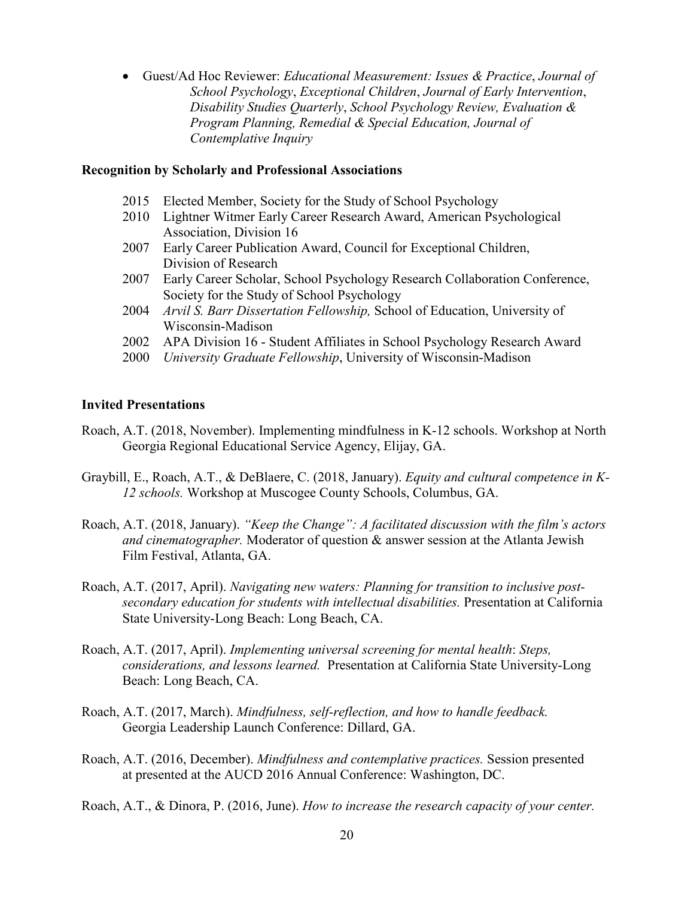- Guest/Ad Hoc Reviewer: *Educational Measurement: Issues & Practice*, *Journal of School Psychology*, *Exceptional Children*, *Journal of Early Intervention*, *Disability Studies Quarterly*, *School Psychology Review, Evaluation & Program Planning, Remedial & Special Education, Journal of Contemplative Inquiry*

**Recognition by Scholarly and Professional Associations**

2015 Elected Member, Society for the Study of School Psychology

2010 Lightner Witmer Early Career Research Award, American Psychological Association, Division 16

2007 Early Career Publication Award, Council for Exceptional Children, Division of Research

2007 Early Career Scholar, School Psychology Research Collaboration Conference, Society for the Study of School Psychology

2004 *Arvil S. Barr Dissertation Fellowship,* School of Education, University of Wisconsin-Madison

2002 APA Division 16 - Student Affiliates in School Psychology Research Award

2000 *University Graduate Fellowship*, University of Wisconsin-Madison

**Invited Presentations**

Roach, A.T. (2018, November). Implementing mindfulness in K-12 schools. Workshop at North Georgia Regional Educational Service Agency, Elijay, GA.

Graybill, E., Roach, A.T., & DeBlaere, C. (2018, January). *Equity and cultural competence in K-12 schools.* Workshop at Muscogee County Schools, Columbus, GA.

Roach, A.T. (2018, January). *"Keep the Change": A facilitated discussion with the film's actors and cinematographer.* Moderator of question & answer session at the Atlanta Jewish Film Festival, Atlanta, GA.

Roach, A.T. (2017, April). *Navigating new waters: Planning for transition to inclusive post-secondary education for students with intellectual disabilities.* Presentation at California State University-Long Beach: Long Beach, CA.

Roach, A.T. (2017, April). *Implementing universal screening for mental health*: *Steps, considerations, and lessons learned.* Presentation at California State University-Long Beach: Long Beach, CA.

Roach, A.T. (2017, March). *Mindfulness, self-reflection, and how to handle feedback.* Georgia Leadership Launch Conference: Dillard, GA.

Roach, A.T. (2016, December). *Mindfulness and contemplative practices.* Session presented at presented at the AUCD 2016 Annual Conference: Washington, DC.

Roach, A.T., & Dinora, P. (2016, June). *How to increase the research capacity of your center.*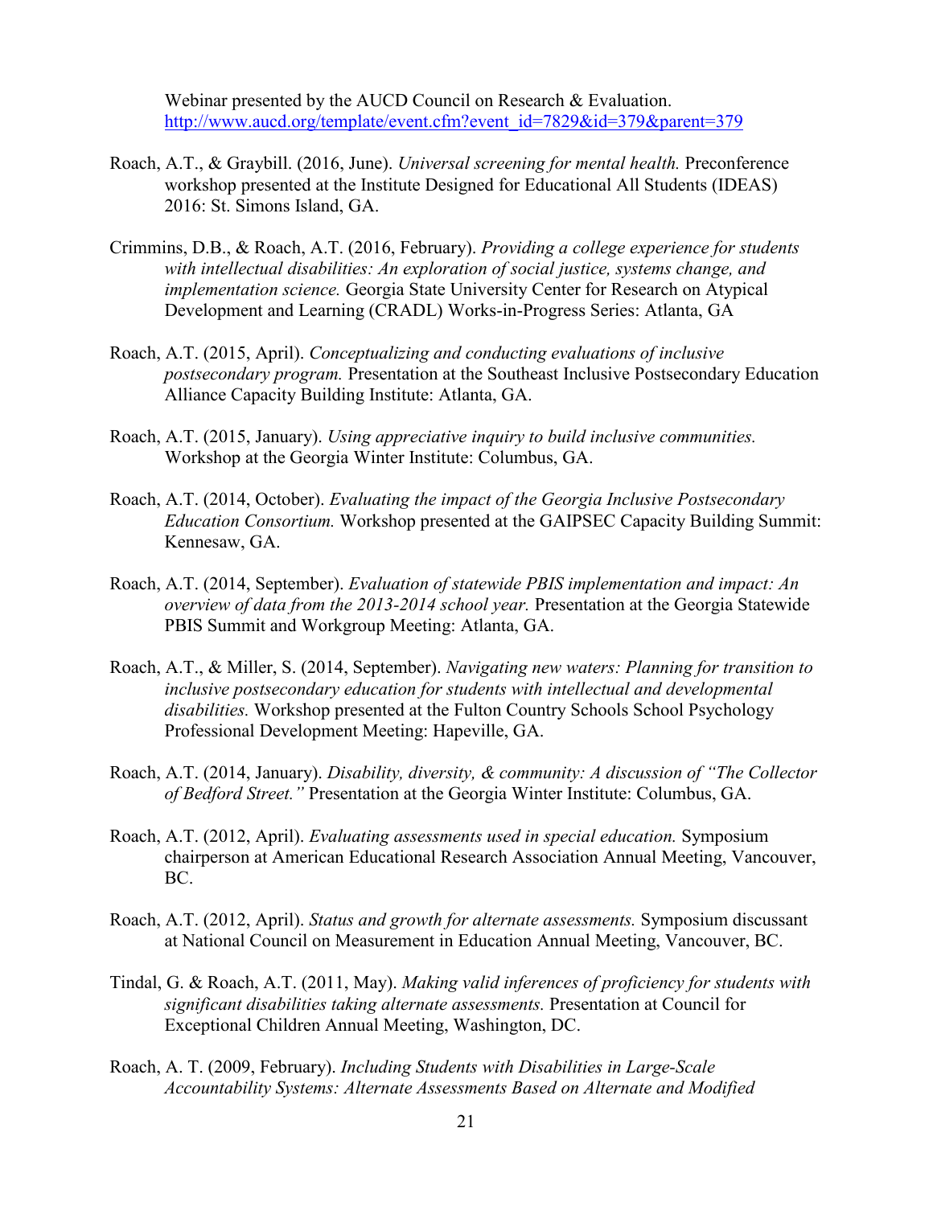Webinar presented by the AUCD Council on Research & Evaluation. http://www.aucd.org/template/event.cfm?event_id=7829&id=379&parent=379

Roach, A.T., & Graybill. (2016, June). *Universal screening for mental health.* Preconference workshop presented at the Institute Designed for Educational All Students (IDEAS) 2016: St. Simons Island, GA.

Crimmins, D.B., & Roach, A.T. (2016, February). *Providing a college experience for students with intellectual disabilities: An exploration of social justice, systems change, and implementation science.* Georgia State University Center for Research on Atypical Development and Learning (CRADL) Works-in-Progress Series: Atlanta, GA

Roach, A.T. (2015, April). *Conceptualizing and conducting evaluations of inclusive postsecondary program.* Presentation at the Southeast Inclusive Postsecondary Education Alliance Capacity Building Institute: Atlanta, GA.

Roach, A.T. (2015, January). *Using appreciative inquiry to build inclusive communities.* Workshop at the Georgia Winter Institute: Columbus, GA.

Roach, A.T. (2014, October). *Evaluating the impact of the Georgia Inclusive Postsecondary Education Consortium.* Workshop presented at the GAIPSEC Capacity Building Summit: Kennesaw, GA.

Roach, A.T. (2014, September). *Evaluation of statewide PBIS implementation and impact: An overview of data from the 2013-2014 school year.* Presentation at the Georgia Statewide PBIS Summit and Workgroup Meeting: Atlanta, GA.

Roach, A.T., & Miller, S. (2014, September). *Navigating new waters: Planning for transition to inclusive postsecondary education for students with intellectual and developmental disabilities.* Workshop presented at the Fulton Country Schools School Psychology Professional Development Meeting: Hapeville, GA.

Roach, A.T. (2014, January). *Disability, diversity, & community: A discussion of "The Collector of Bedford Street."* Presentation at the Georgia Winter Institute: Columbus, GA.

Roach, A.T. (2012, April). *Evaluating assessments used in special education.* Symposium chairperson at American Educational Research Association Annual Meeting, Vancouver, BC.

Roach, A.T. (2012, April). *Status and growth for alternate assessments.* Symposium discussant at National Council on Measurement in Education Annual Meeting, Vancouver, BC.

Tindal, G. & Roach, A.T. (2011, May). *Making valid inferences of proficiency for students with significant disabilities taking alternate assessments.* Presentation at Council for Exceptional Children Annual Meeting, Washington, DC.

Roach, A. T. (2009, February). *Including Students with Disabilities in Large-Scale Accountability Systems: Alternate Assessments Based on Alternate and Modified*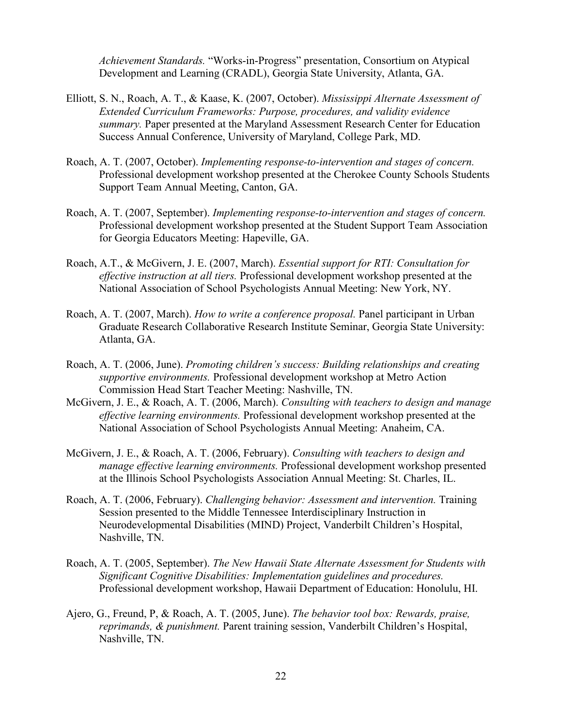*Achievement Standards.* "Works-in-Progress" presentation, Consortium on Atypical Development and Learning (CRADL), Georgia State University, Atlanta, GA.

Elliott, S. N., Roach, A. T., & Kaase, K. (2007, October). *Mississippi Alternate Assessment of Extended Curriculum Frameworks: Purpose, procedures, and validity evidence summary.* Paper presented at the Maryland Assessment Research Center for Education Success Annual Conference, University of Maryland, College Park, MD.

Roach, A. T. (2007, October). *Implementing response-to-intervention and stages of concern.* Professional development workshop presented at the Cherokee County Schools Students Support Team Annual Meeting, Canton, GA.

Roach, A. T. (2007, September). *Implementing response-to-intervention and stages of concern.* Professional development workshop presented at the Student Support Team Association for Georgia Educators Meeting: Hapeville, GA.

Roach, A.T., & McGivern, J. E. (2007, March). *Essential support for RTI: Consultation for effective instruction at all tiers.* Professional development workshop presented at the National Association of School Psychologists Annual Meeting: New York, NY.

Roach, A. T. (2007, March). *How to write a conference proposal.* Panel participant in Urban Graduate Research Collaborative Research Institute Seminar, Georgia State University: Atlanta, GA.

Roach, A. T. (2006, June). *Promoting children's success: Building relationships and creating supportive environments.* Professional development workshop at Metro Action Commission Head Start Teacher Meeting: Nashville, TN.

McGivern, J. E., & Roach, A. T. (2006, March). *Consulting with teachers to design and manage effective learning environments.* Professional development workshop presented at the National Association of School Psychologists Annual Meeting: Anaheim, CA.

McGivern, J. E., & Roach, A. T. (2006, February). *Consulting with teachers to design and manage effective learning environments.* Professional development workshop presented at the Illinois School Psychologists Association Annual Meeting: St. Charles, IL.

Roach, A. T. (2006, February). *Challenging behavior: Assessment and intervention.* Training Session presented to the Middle Tennessee Interdisciplinary Instruction in Neurodevelopmental Disabilities (MIND) Project, Vanderbilt Children's Hospital, Nashville, TN.

Roach, A. T. (2005, September). *The New Hawaii State Alternate Assessment for Students with Significant Cognitive Disabilities: Implementation guidelines and procedures.* Professional development workshop, Hawaii Department of Education: Honolulu, HI.

Ajero, G., Freund, P, & Roach, A. T. (2005, June). *The behavior tool box: Rewards, praise, reprimands, & punishment.* Parent training session, Vanderbilt Children's Hospital, Nashville, TN.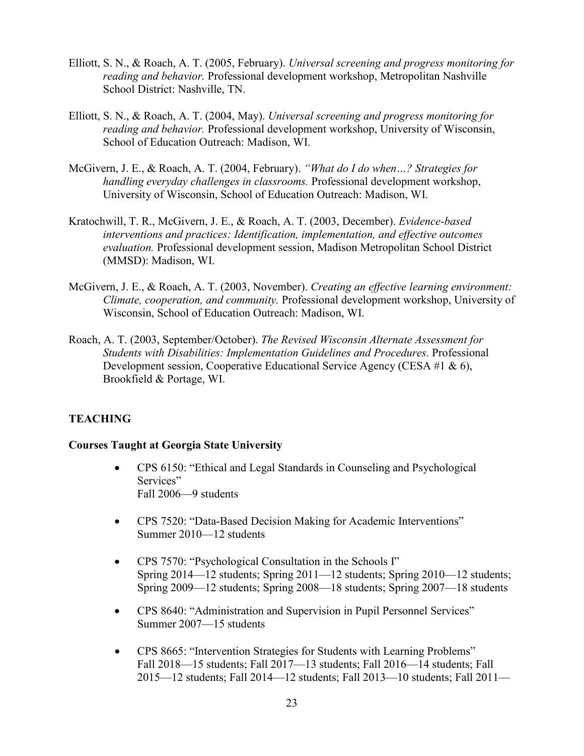Elliott, S. N., & Roach, A. T. (2005, February). *Universal screening and progress monitoring for reading and behavior.* Professional development workshop, Metropolitan Nashville School District: Nashville, TN.

Elliott, S. N., & Roach, A. T. (2004, May). *Universal screening and progress monitoring for reading and behavior.* Professional development workshop, University of Wisconsin, School of Education Outreach: Madison, WI.

McGivern, J. E., & Roach, A. T. (2004, February). *"What do I do when…? Strategies for handling everyday challenges in classrooms.* Professional development workshop, University of Wisconsin, School of Education Outreach: Madison, WI.

Kratochwill, T. R., McGivern, J. E., & Roach, A. T. (2003, December). *Evidence-based interventions and practices: Identification, implementation, and effective outcomes evaluation.* Professional development session, Madison Metropolitan School District (MMSD): Madison, WI.

McGivern, J. E., & Roach, A. T. (2003, November). *Creating an effective learning environment: Climate, cooperation, and community.* Professional development workshop, University of Wisconsin, School of Education Outreach: Madison, WI.

Roach, A. T. (2003, September/October). *The Revised Wisconsin Alternate Assessment for Students with Disabilities: Implementation Guidelines and Procedures.* Professional Development session, Cooperative Educational Service Agency (CESA #1 & 6), Brookfield & Portage, WI.

## TEACHING

### Courses Taught at Georgia State University

- CPS 6150: "Ethical and Legal Standards in Counseling and Psychological Services"
  Fall 2006—9 students

- CPS 7520: "Data-Based Decision Making for Academic Interventions"
  Summer 2010—12 students

- CPS 7570: "Psychological Consultation in the Schools I"
  Spring 2014—12 students; Spring 2011—12 students; Spring 2010—12 students; Spring 2009—12 students; Spring 2008—18 students; Spring 2007—18 students

- CPS 8640: "Administration and Supervision in Pupil Personnel Services"
  Summer 2007—15 students

- CPS 8665: "Intervention Strategies for Students with Learning Problems"
  Fall 2018—15 students; Fall 2017—13 students; Fall 2016—14 students; Fall 2015—12 students; Fall 2014—12 students; Fall 2013—10 students; Fall 2011—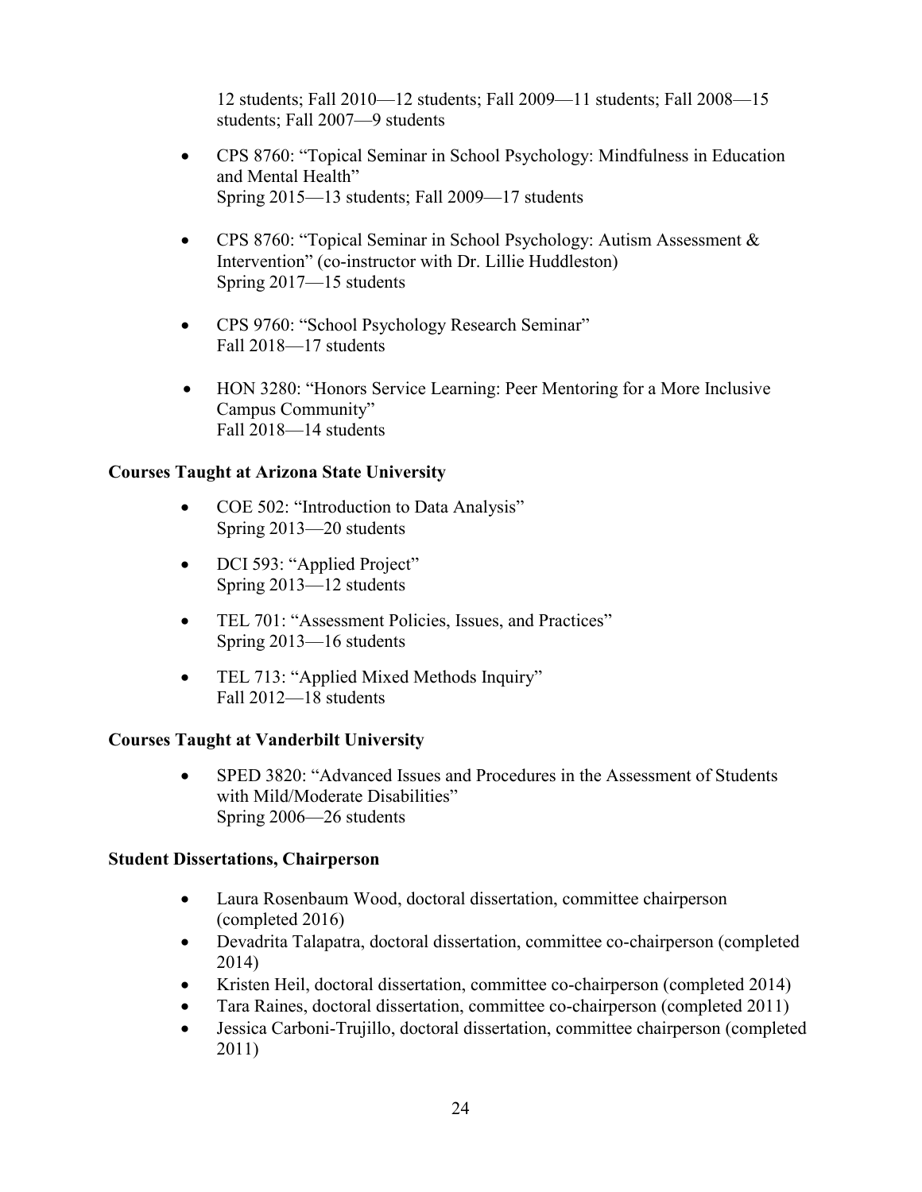12 students; Fall 2010—12 students; Fall 2009—11 students; Fall 2008—15 students; Fall 2007—9 students

- CPS 8760: "Topical Seminar in School Psychology: Mindfulness in Education and Mental Health"
  Spring 2015—13 students; Fall 2009—17 students

- CPS 8760: "Topical Seminar in School Psychology: Autism Assessment & Intervention" (co-instructor with Dr. Lillie Huddleston)
  Spring 2017—15 students

- CPS 9760: "School Psychology Research Seminar"
  Fall 2018—17 students

- HON 3280: "Honors Service Learning: Peer Mentoring for a More Inclusive Campus Community"
  Fall 2018—14 students

**Courses Taught at Arizona State University**

- COE 502: "Introduction to Data Analysis"
  Spring 2013—20 students

- DCI 593: "Applied Project"
  Spring 2013—12 students

- TEL 701: "Assessment Policies, Issues, and Practices"
  Spring 2013—16 students

- TEL 713: "Applied Mixed Methods Inquiry"
  Fall 2012—18 students

**Courses Taught at Vanderbilt University**

- SPED 3820: "Advanced Issues and Procedures in the Assessment of Students with Mild/Moderate Disabilities"
  Spring 2006—26 students

**Student Dissertations, Chairperson**

- Laura Rosenbaum Wood, doctoral dissertation, committee chairperson (completed 2016)
- Devadrita Talapatra, doctoral dissertation, committee co-chairperson (completed 2014)
- Kristen Heil, doctoral dissertation, committee co-chairperson (completed 2014)
- Tara Raines, doctoral dissertation, committee co-chairperson (completed 2011)
- Jessica Carboni-Trujillo, doctoral dissertation, committee chairperson (completed 2011)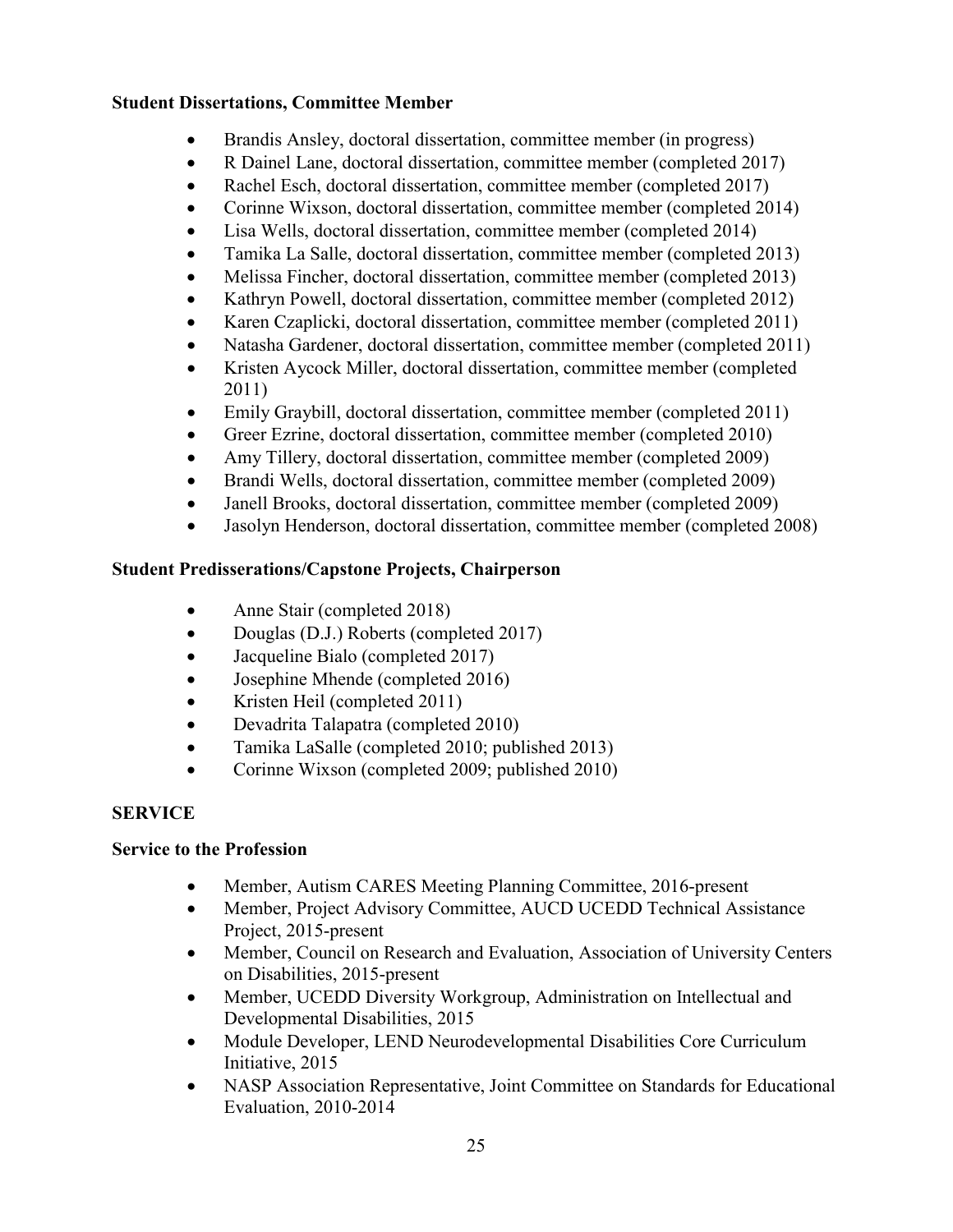**Student Dissertations, Committee Member**

- Brandis Ansley, doctoral dissertation, committee member (in progress)
- R Dainel Lane, doctoral dissertation, committee member (completed 2017)
- Rachel Esch, doctoral dissertation, committee member (completed 2017)
- Corinne Wixson, doctoral dissertation, committee member (completed 2014)
- Lisa Wells, doctoral dissertation, committee member (completed 2014)
- Tamika La Salle, doctoral dissertation, committee member (completed 2013)
- Melissa Fincher, doctoral dissertation, committee member (completed 2013)
- Kathryn Powell, doctoral dissertation, committee member (completed 2012)
- Karen Czaplicki, doctoral dissertation, committee member (completed 2011)
- Natasha Gardener, doctoral dissertation, committee member (completed 2011)
- Kristen Aycock Miller, doctoral dissertation, committee member (completed 2011)
- Emily Graybill, doctoral dissertation, committee member (completed 2011)
- Greer Ezrine, doctoral dissertation, committee member (completed 2010)
- Amy Tillery, doctoral dissertation, committee member (completed 2009)
- Brandi Wells, doctoral dissertation, committee member (completed 2009)
- Janell Brooks, doctoral dissertation, committee member (completed 2009)
- Jasolyn Henderson, doctoral dissertation, committee member (completed 2008)

**Student Predisserations/Capstone Projects, Chairperson**

- Anne Stair (completed 2018)
- Douglas (D.J.) Roberts (completed 2017)
- Jacqueline Bialo (completed 2017)
- Josephine Mhende (completed 2016)
- Kristen Heil (completed 2011)
- Devadrita Talapatra (completed 2010)
- Tamika LaSalle (completed 2010; published 2013)
- Corinne Wixson (completed 2009; published 2010)

## SERVICE

**Service to the Profession**

- Member, Autism CARES Meeting Planning Committee, 2016-present
- Member, Project Advisory Committee, AUCD UCEDD Technical Assistance Project, 2015-present
- Member, Council on Research and Evaluation, Association of University Centers on Disabilities, 2015-present
- Member, UCEDD Diversity Workgroup, Administration on Intellectual and Developmental Disabilities, 2015
- Module Developer, LEND Neurodevelopmental Disabilities Core Curriculum Initiative, 2015
- NASP Association Representative, Joint Committee on Standards for Educational Evaluation, 2010-2014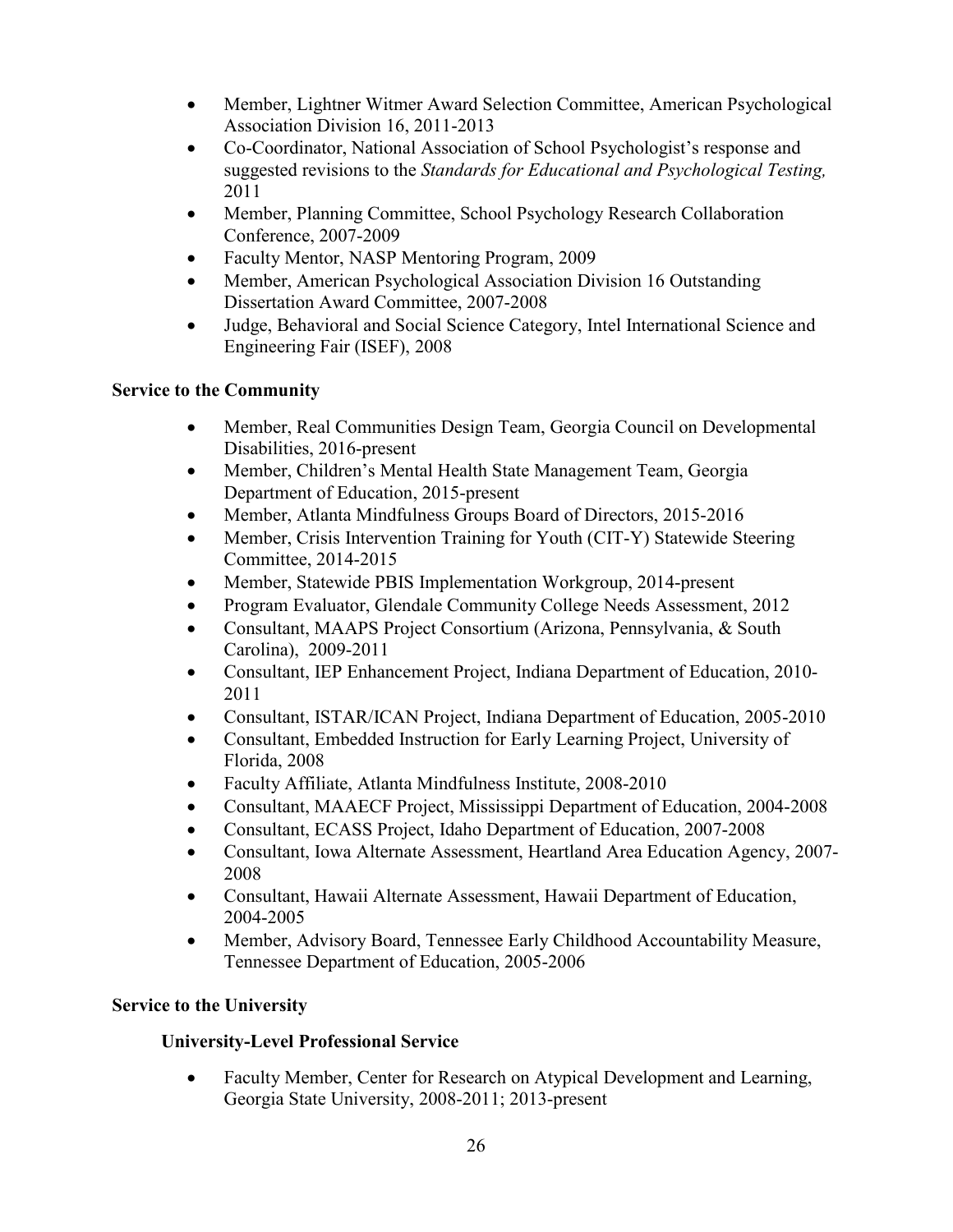- Member, Lightner Witmer Award Selection Committee, American Psychological Association Division 16, 2011-2013
- Co-Coordinator, National Association of School Psychologist's response and suggested revisions to the *Standards for Educational and Psychological Testing,* 2011
- Member, Planning Committee, School Psychology Research Collaboration Conference, 2007-2009
- Faculty Mentor, NASP Mentoring Program, 2009
- Member, American Psychological Association Division 16 Outstanding Dissertation Award Committee, 2007-2008
- Judge, Behavioral and Social Science Category, Intel International Science and Engineering Fair (ISEF), 2008

**Service to the Community**

- Member, Real Communities Design Team, Georgia Council on Developmental Disabilities, 2016-present
- Member, Children's Mental Health State Management Team, Georgia Department of Education, 2015-present
- Member, Atlanta Mindfulness Groups Board of Directors, 2015-2016
- Member, Crisis Intervention Training for Youth (CIT-Y) Statewide Steering Committee, 2014-2015
- Member, Statewide PBIS Implementation Workgroup, 2014-present
- Program Evaluator, Glendale Community College Needs Assessment, 2012
- Consultant, MAAPS Project Consortium (Arizona, Pennsylvania, & South Carolina), 2009-2011
- Consultant, IEP Enhancement Project, Indiana Department of Education, 2010-2011
- Consultant, ISTAR/ICAN Project, Indiana Department of Education, 2005-2010
- Consultant, Embedded Instruction for Early Learning Project, University of Florida, 2008
- Faculty Affiliate, Atlanta Mindfulness Institute, 2008-2010
- Consultant, MAAECF Project, Mississippi Department of Education, 2004-2008
- Consultant, ECASS Project, Idaho Department of Education, 2007-2008
- Consultant, Iowa Alternate Assessment, Heartland Area Education Agency, 2007-2008
- Consultant, Hawaii Alternate Assessment, Hawaii Department of Education, 2004-2005
- Member, Advisory Board, Tennessee Early Childhood Accountability Measure, Tennessee Department of Education, 2005-2006

**Service to the University**

**University-Level Professional Service**

- Faculty Member, Center for Research on Atypical Development and Learning, Georgia State University, 2008-2011; 2013-present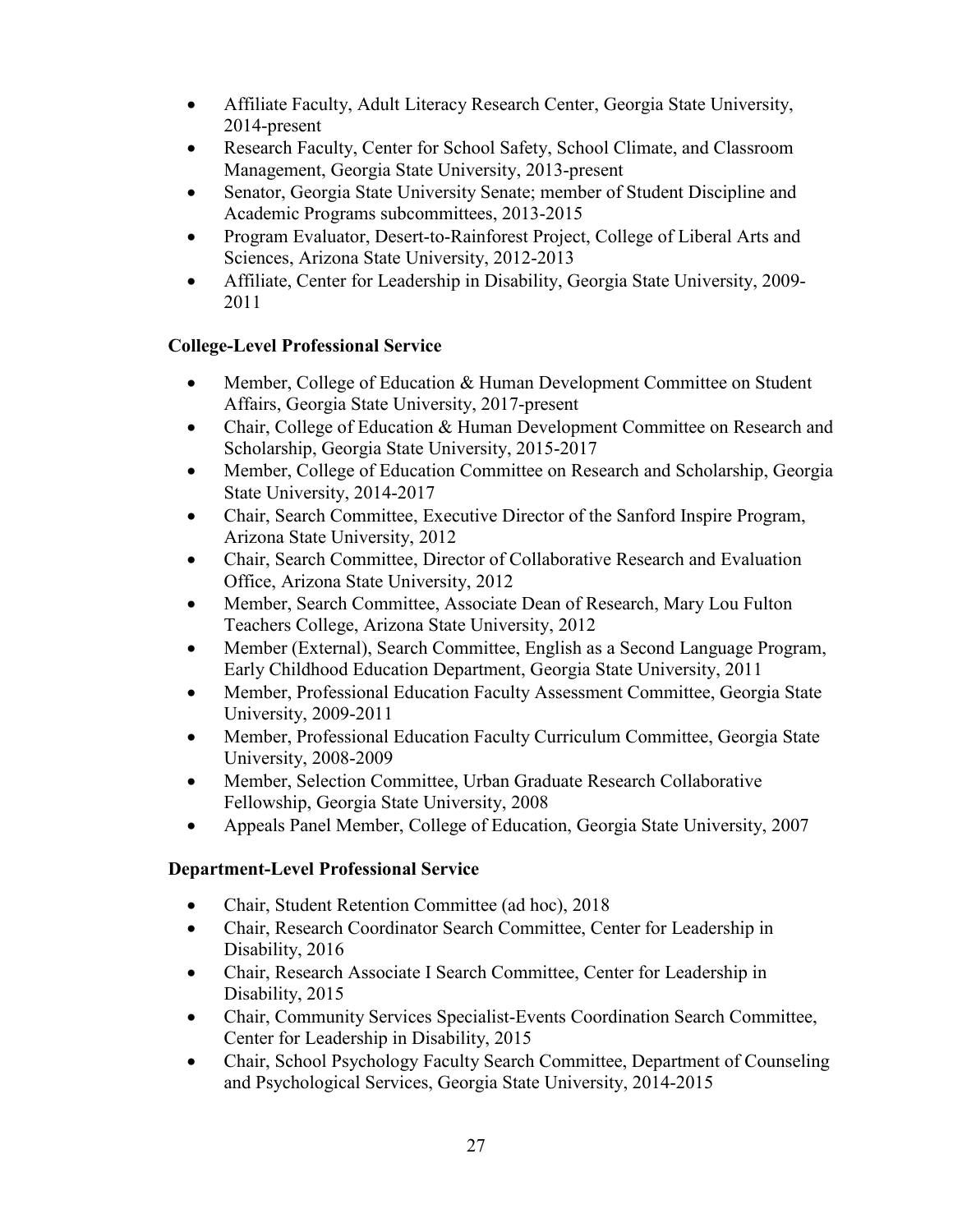- Affiliate Faculty, Adult Literacy Research Center, Georgia State University, 2014-present
- Research Faculty, Center for School Safety, School Climate, and Classroom Management, Georgia State University, 2013-present
- Senator, Georgia State University Senate; member of Student Discipline and Academic Programs subcommittees, 2013-2015
- Program Evaluator, Desert-to-Rainforest Project, College of Liberal Arts and Sciences, Arizona State University, 2012-2013
- Affiliate, Center for Leadership in Disability, Georgia State University, 2009-2011

**College-Level Professional Service**

- Member, College of Education & Human Development Committee on Student Affairs, Georgia State University, 2017-present
- Chair, College of Education & Human Development Committee on Research and Scholarship, Georgia State University, 2015-2017
- Member, College of Education Committee on Research and Scholarship, Georgia State University, 2014-2017
- Chair, Search Committee, Executive Director of the Sanford Inspire Program, Arizona State University, 2012
- Chair, Search Committee, Director of Collaborative Research and Evaluation Office, Arizona State University, 2012
- Member, Search Committee, Associate Dean of Research, Mary Lou Fulton Teachers College, Arizona State University, 2012
- Member (External), Search Committee, English as a Second Language Program, Early Childhood Education Department, Georgia State University, 2011
- Member, Professional Education Faculty Assessment Committee, Georgia State University, 2009-2011
- Member, Professional Education Faculty Curriculum Committee, Georgia State University, 2008-2009
- Member, Selection Committee, Urban Graduate Research Collaborative Fellowship, Georgia State University, 2008
- Appeals Panel Member, College of Education, Georgia State University, 2007

**Department-Level Professional Service**

- Chair, Student Retention Committee (ad hoc), 2018
- Chair, Research Coordinator Search Committee, Center for Leadership in Disability, 2016
- Chair, Research Associate I Search Committee, Center for Leadership in Disability, 2015
- Chair, Community Services Specialist-Events Coordination Search Committee, Center for Leadership in Disability, 2015
- Chair, School Psychology Faculty Search Committee, Department of Counseling and Psychological Services, Georgia State University, 2014-2015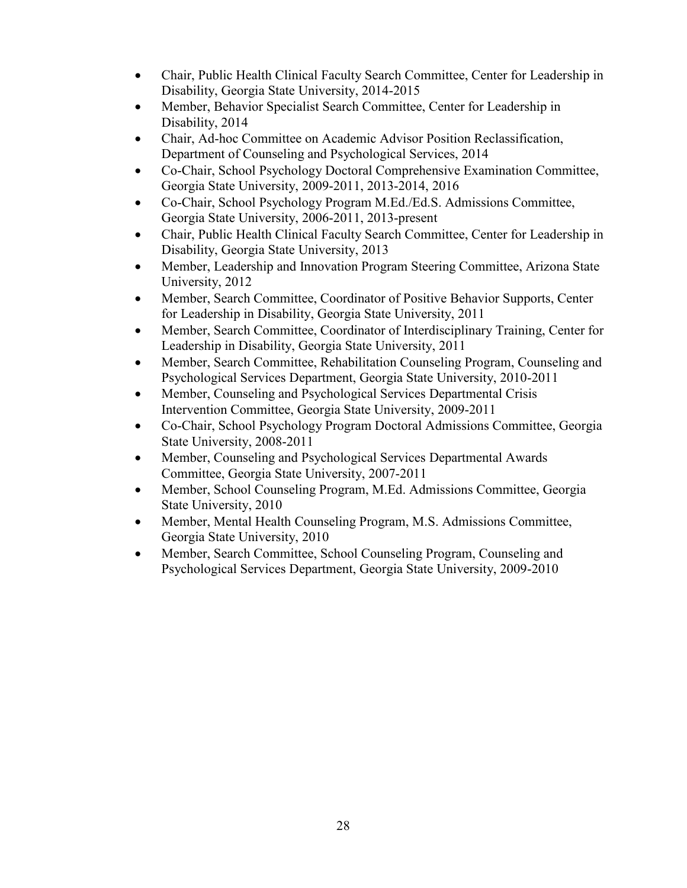- Chair, Public Health Clinical Faculty Search Committee, Center for Leadership in Disability, Georgia State University, 2014-2015
- Member, Behavior Specialist Search Committee, Center for Leadership in Disability, 2014
- Chair, Ad-hoc Committee on Academic Advisor Position Reclassification, Department of Counseling and Psychological Services, 2014
- Co-Chair, School Psychology Doctoral Comprehensive Examination Committee, Georgia State University, 2009-2011, 2013-2014, 2016
- Co-Chair, School Psychology Program M.Ed./Ed.S. Admissions Committee, Georgia State University, 2006-2011, 2013-present
- Chair, Public Health Clinical Faculty Search Committee, Center for Leadership in Disability, Georgia State University, 2013
- Member, Leadership and Innovation Program Steering Committee, Arizona State University, 2012
- Member, Search Committee, Coordinator of Positive Behavior Supports, Center for Leadership in Disability, Georgia State University, 2011
- Member, Search Committee, Coordinator of Interdisciplinary Training, Center for Leadership in Disability, Georgia State University, 2011
- Member, Search Committee, Rehabilitation Counseling Program, Counseling and Psychological Services Department, Georgia State University, 2010-2011
- Member, Counseling and Psychological Services Departmental Crisis Intervention Committee, Georgia State University, 2009-2011
- Co-Chair, School Psychology Program Doctoral Admissions Committee, Georgia State University, 2008-2011
- Member, Counseling and Psychological Services Departmental Awards Committee, Georgia State University, 2007-2011
- Member, School Counseling Program, M.Ed. Admissions Committee, Georgia State University, 2010
- Member, Mental Health Counseling Program, M.S. Admissions Committee, Georgia State University, 2010
- Member, Search Committee, School Counseling Program, Counseling and Psychological Services Department, Georgia State University, 2009-2010